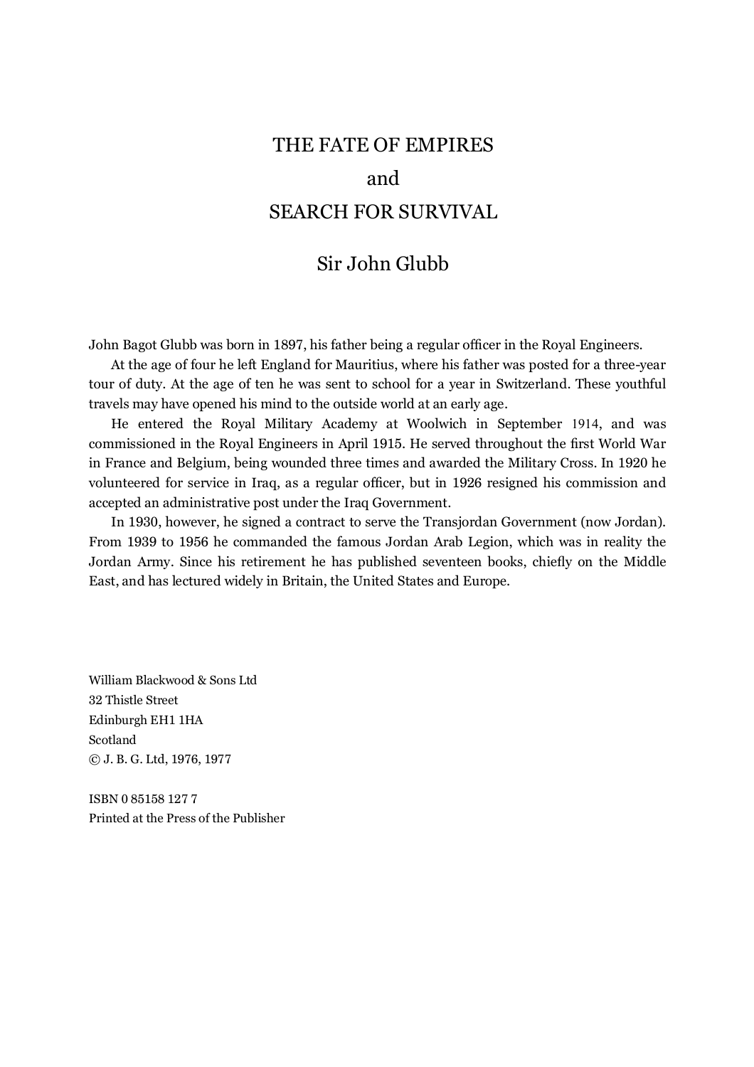# THE FATE OF EMPIRES

# and

# SEARCH FOR SURVIVAL

## Sir John Glubb

John Bagot Glubb was born in 1897, his father being a regular officer in the Royal Engineers.

At the age of four he left England for Mauritius, where his father was posted for a three-year tour of duty. At the age of ten he was sent to school for a year in Switzerland. These youthful travels may have opened his mind to the outside world at an early age.

He entered the Royal Military Academy at Woolwich in September 1914, and was commissioned in the Royal Engineers in April 1915. He served throughout the first World War in France and Belgium, being wounded three times and awarded the Military Cross. In 1920 he volunteered for service in Iraq, as a regular officer, but in 1926 resigned his commission and accepted an administrative post under the Iraq Government.

In 1930, however, he signed a contract to serve the Transjordan Government (now Jordan). From 1939 to 1956 he commanded the famous Jordan Arab Legion, which was in reality the Jordan Army. Since his retirement he has published seventeen books, chiefly on the Middle East, and has lectured widely in Britain, the United States and Europe.

William Blackwood & Sons Ltd  
32 Thistle Street  
Edinburgh EH1 1HA  
Scotland  
© J. B. G. Ltd, 1976, 1977

ISBN 0 85158 127 7  
Printed at the Press of the Publisher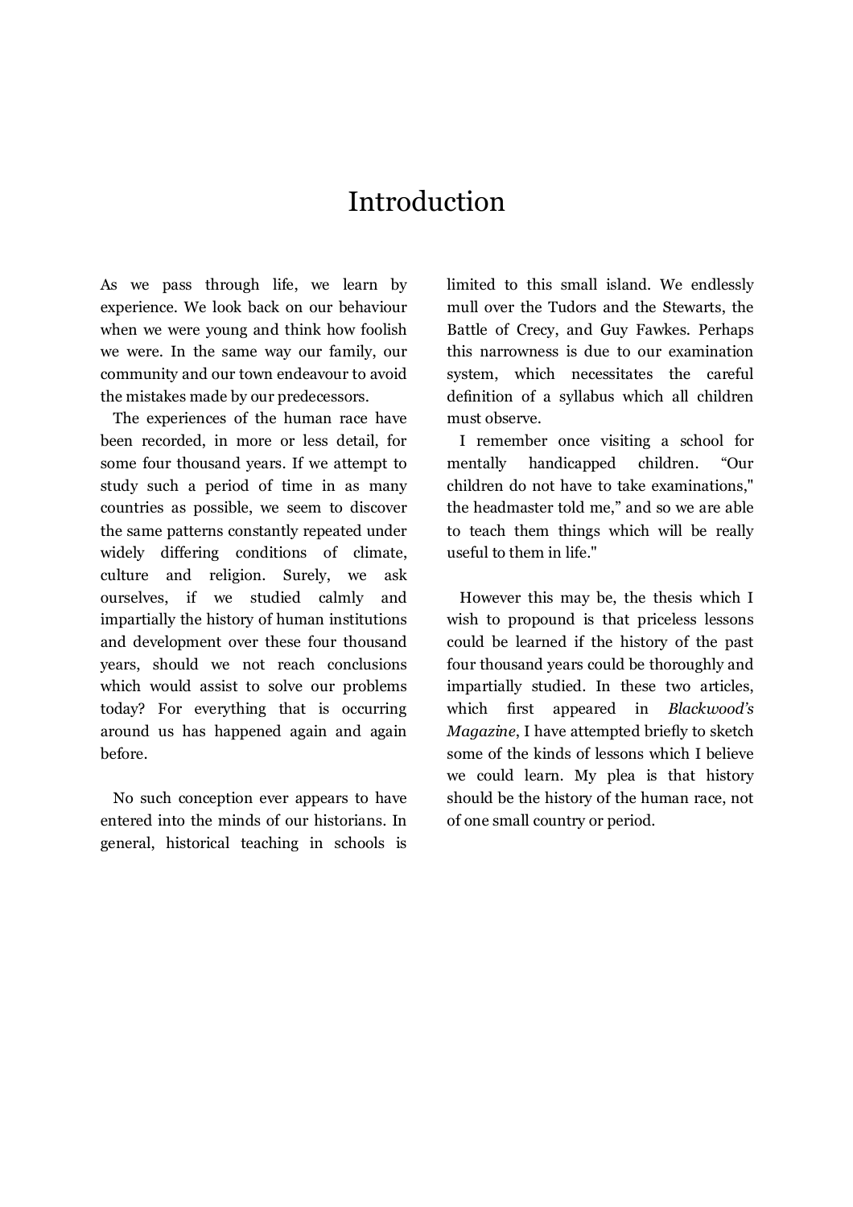# Introduction

As we pass through life, we learn by experience. We look back on our behaviour when we were young and think how foolish we were. In the same way our family, our community and our town endeavour to avoid the mistakes made by our predecessors.

The experiences of the human race have been recorded, in more or less detail, for some four thousand years. If we attempt to study such a period of time in as many countries as possible, we seem to discover the same patterns constantly repeated under widely differing conditions of climate, culture and religion. Surely, we ask ourselves, if we studied calmly and impartially the history of human institutions and development over these four thousand years, should we not reach conclusions which would assist to solve our problems today? For everything that is occurring around us has happened again and again before.

No such conception ever appears to have entered into the minds of our historians. In general, historical teaching in schools is limited to this small island. We endlessly mull over the Tudors and the Stewarts, the Battle of Crecy, and Guy Fawkes. Perhaps this narrowness is due to our examination system, which necessitates the careful definition of a syllabus which all children must observe.

I remember once visiting a school for mentally handicapped children. "Our children do not have to take examinations," the headmaster told me," and so we are able to teach them things which will be really useful to them in life."

However this may be, the thesis which I wish to propound is that priceless lessons could be learned if the history of the past four thousand years could be thoroughly and impartially studied. In these two articles, which first appeared in *Blackwood's Magazine*, I have attempted briefly to sketch some of the kinds of lessons which I believe we could learn. My plea is that history should be the history of the human race, not of one small country or period.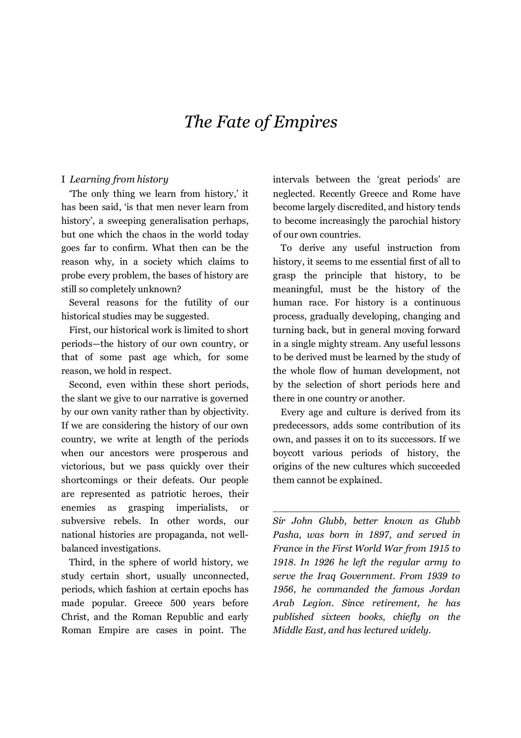# The Fate of Empires

## I *Learning from history*

'The only thing we learn from history,' it has been said, 'is that men never learn from history', a sweeping generalisation perhaps, but one which the chaos in the world today goes far to confirm. What then can be the reason why, in a society which claims to probe every problem, the bases of history are still so completely unknown?

Several reasons for the futility of our historical studies may be suggested.

First, our historical work is limited to short periods—the history of our own country, or that of some past age which, for some reason, we hold in respect.

Second, even within these short periods, the slant we give to our narrative is governed by our own vanity rather than by objectivity. If we are considering the history of our own country, we write at length of the periods when our ancestors were prosperous and victorious, but we pass quickly over their shortcomings or their defeats. Our people are represented as patriotic heroes, their enemies as grasping imperialists, or subversive rebels. In other words, our national histories are propaganda, not well-balanced investigations.

Third, in the sphere of world history, we study certain short, usually unconnected, periods, which fashion at certain epochs has made popular. Greece 500 years before Christ, and the Roman Republic and early Roman Empire are cases in point. The intervals between the 'great periods' are neglected. Recently Greece and Rome have become largely discredited, and history tends to become increasingly the parochial history of our own countries.

To derive any useful instruction from history, it seems to me essential first of all to grasp the principle that history, to be meaningful, must be the history of the human race. For history is a continuous process, gradually developing, changing and turning back, but in general moving forward in a single mighty stream. Any useful lessons to be derived must be learned by the study of the whole flow of human development, not by the selection of short periods here and there in one country or another.

Every age and culture is derived from its predecessors, adds some contribution of its own, and passes it on to its successors. If we boycott various periods of history, the origins of the new cultures which succeeded them cannot be explained.

---

*Sir John Glubb, better known as Glubb Pasha, was born in 1897, and served in France in the First World War from 1915 to 1918. In 1926 he left the regular army to serve the Iraq Government. From 1939 to 1956, he commanded the famous Jordan Arab Legion. Since retirement, he has published sixteen books, chiefly on the Middle East, and has lectured widely.*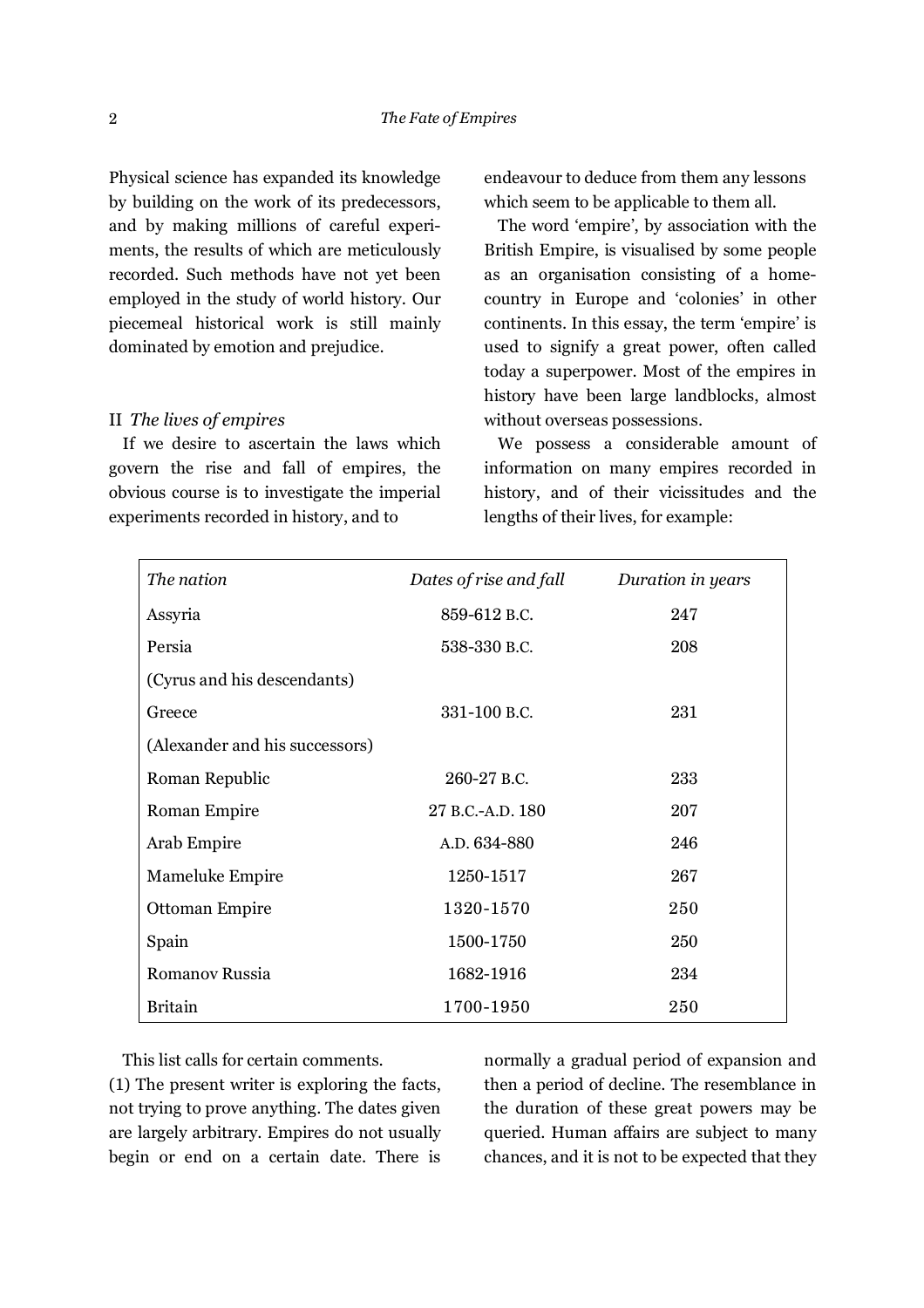Physical science has expanded its knowledge by building on the work of its predecessors, and by making millions of careful experiments, the results of which are meticulously recorded. Such methods have not yet been employed in the study of world history. Our piecemeal historical work is still mainly dominated by emotion and prejudice.

## II *The lives of empires*

If we desire to ascertain the laws which govern the rise and fall of empires, the obvious course is to investigate the imperial experiments recorded in history, and to endeavour to deduce from them any lessons which seem to be applicable to them all.

The word 'empire', by association with the British Empire, is visualised by some people as an organisation consisting of a home-country in Europe and 'colonies' in other continents. In this essay, the term 'empire' is used to signify a great power, often called today a superpower. Most of the empires in history have been large landblocks, almost without overseas possessions.

We possess a considerable amount of information on many empires recorded in history, and of their vicissitudes and the lengths of their lives, for example:

| *The nation* | *Dates of rise and fall* | *Duration in years* |
|---|---|---|
| Assyria | 859-612 B.C. | 247 |
| Persia | 538-330 B.C. | 208 |
| (Cyrus and his descendants) | | |
| Greece | 331-100 B.C. | 231 |
| (Alexander and his successors) | | |
| Roman Republic | 260-27 B.C. | 233 |
| Roman Empire | 27 B.C.-A.D. 180 | 207 |
| Arab Empire | A.D. 634-880 | 246 |
| Mameluke Empire | 1250-1517 | 267 |
| Ottoman Empire | 1320-1570 | 250 |
| Spain | 1500-1750 | 250 |
| Romanov Russia | 1682-1916 | 234 |
| Britain | 1700-1950 | 250 |

This list calls for certain comments.

(1) The present writer is exploring the facts, not trying to prove anything. The dates given are largely arbitrary. Empires do not usually begin or end on a certain date. There is normally a gradual period of expansion and then a period of decline. The resemblance in the duration of these great powers may be queried. Human affairs are subject to many chances, and it is not to be expected that they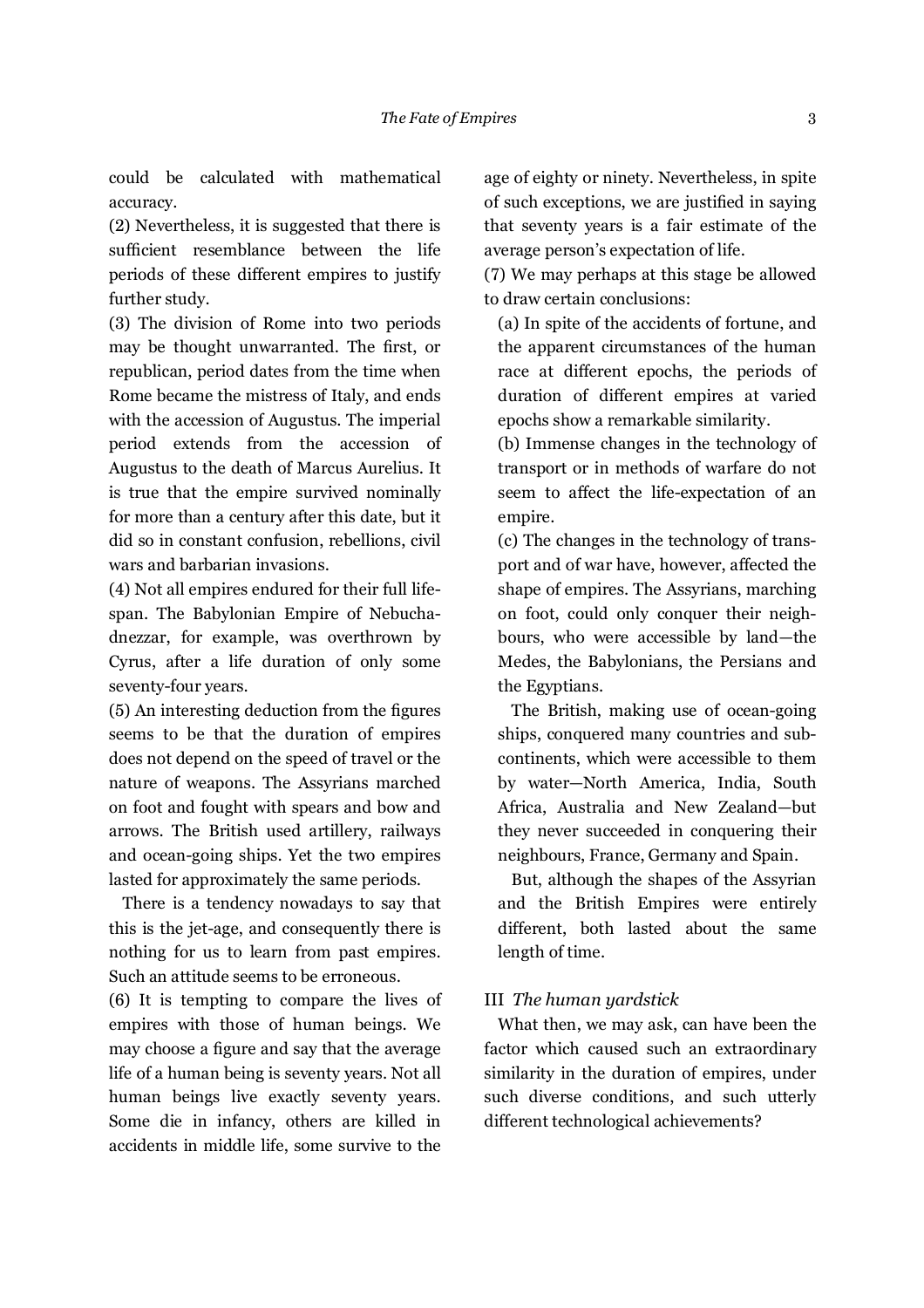could be calculated with mathematical accuracy.

(2) Nevertheless, it is suggested that there is sufficient resemblance between the life periods of these different empires to justify further study.

(3) The division of Rome into two periods may be thought unwarranted. The first, or republican, period dates from the time when Rome became the mistress of Italy, and ends with the accession of Augustus. The imperial period extends from the accession of Augustus to the death of Marcus Aurelius. It is true that the empire survived nominally for more than a century after this date, but it did so in constant confusion, rebellions, civil wars and barbarian invasions.

(4) Not all empires endured for their full life-span. The Babylonian Empire of Nebuchadnezzar, for example, was overthrown by Cyrus, after a life duration of only some seventy-four years.

(5) An interesting deduction from the figures seems to be that the duration of empires does not depend on the speed of travel or the nature of weapons. The Assyrians marched on foot and fought with spears and bow and arrows. The British used artillery, railways and ocean-going ships. Yet the two empires lasted for approximately the same periods.

There is a tendency nowadays to say that this is the jet-age, and consequently there is nothing for us to learn from past empires. Such an attitude seems to be erroneous.

(6) It is tempting to compare the lives of empires with those of human beings. We may choose a figure and say that the average life of a human being is seventy years. Not all human beings live exactly seventy years. Some die in infancy, others are killed in accidents in middle life, some survive to the age of eighty or ninety. Nevertheless, in spite of such exceptions, we are justified in saying that seventy years is a fair estimate of the average person's expectation of life.

(7) We may perhaps at this stage be allowed to draw certain conclusions:

(a) In spite of the accidents of fortune, and the apparent circumstances of the human race at different epochs, the periods of duration of different empires at varied epochs show a remarkable similarity.

(b) Immense changes in the technology of transport or in methods of warfare do not seem to affect the life-expectation of an empire.

(c) The changes in the technology of transport and of war have, however, affected the shape of empires. The Assyrians, marching on foot, could only conquer their neighbours, who were accessible by land—the Medes, the Babylonians, the Persians and the Egyptians.

The British, making use of ocean-going ships, conquered many countries and sub-continents, which were accessible to them by water—North America, India, South Africa, Australia and New Zealand—but they never succeeded in conquering their neighbours, France, Germany and Spain.

But, although the shapes of the Assyrian and the British Empires were entirely different, both lasted about the same length of time.

## III *The human yardstick*

What then, we may ask, can have been the factor which caused such an extraordinary similarity in the duration of empires, under such diverse conditions, and such utterly different technological achievements?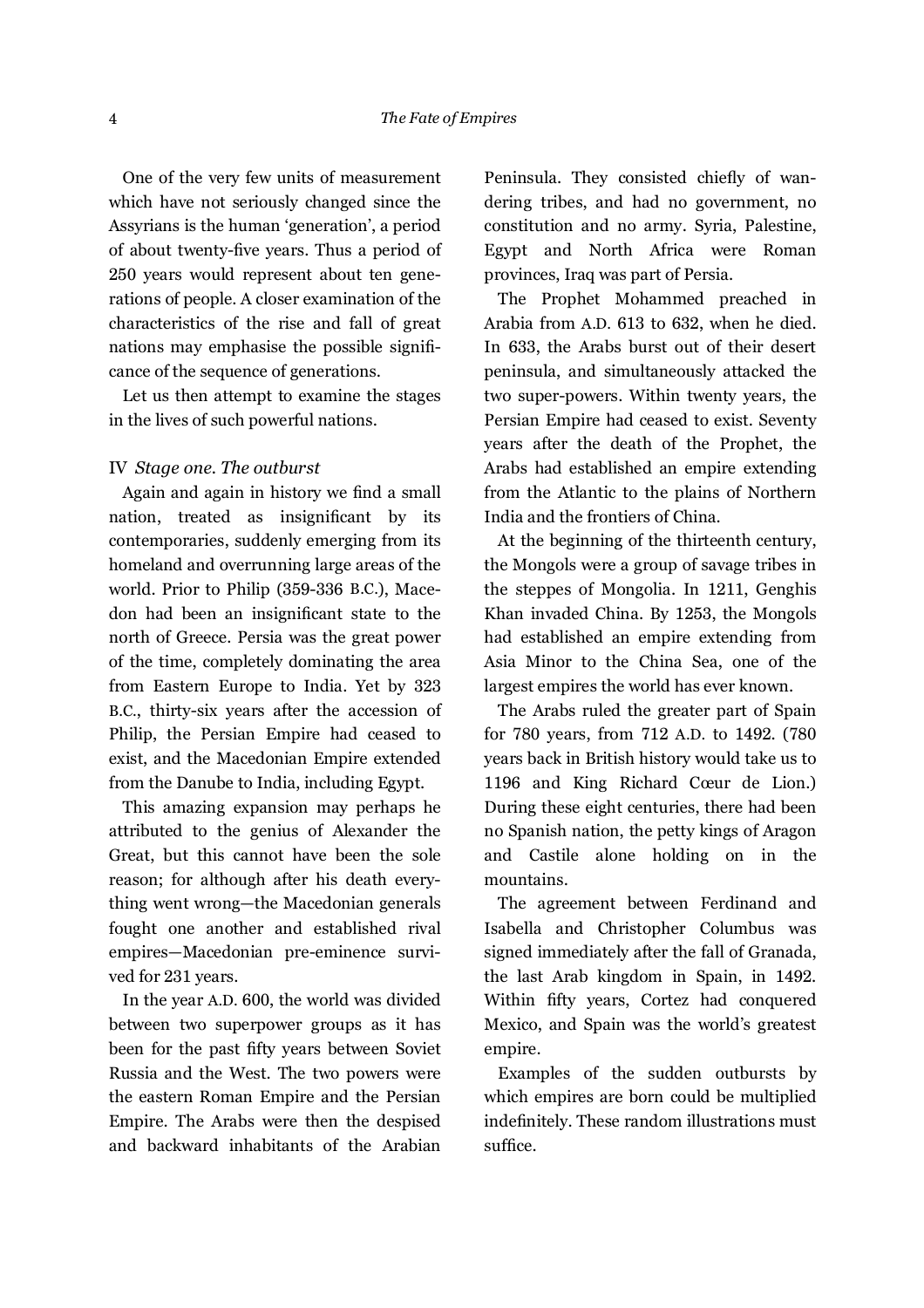One of the very few units of measurement which have not seriously changed since the Assyrians is the human 'generation', a period of about twenty-five years. Thus a period of 250 years would represent about ten generations of people. A closer examination of the characteristics of the rise and fall of great nations may emphasise the possible significance of the sequence of generations.

Let us then attempt to examine the stages in the lives of such powerful nations.

## IV *Stage one. The outburst*

Again and again in history we find a small nation, treated as insignificant by its contemporaries, suddenly emerging from its homeland and overrunning large areas of the world. Prior to Philip (359-336 B.C.), Macedon had been an insignificant state to the north of Greece. Persia was the great power of the time, completely dominating the area from Eastern Europe to India. Yet by 323 B.C., thirty-six years after the accession of Philip, the Persian Empire had ceased to exist, and the Macedonian Empire extended from the Danube to India, including Egypt.

This amazing expansion may perhaps he attributed to the genius of Alexander the Great, but this cannot have been the sole reason; for although after his death everything went wrong—the Macedonian generals fought one another and established rival empires—Macedonian pre-eminence survived for 231 years.

In the year A.D. 600, the world was divided between two superpower groups as it has been for the past fifty years between Soviet Russia and the West. The two powers were the eastern Roman Empire and the Persian Empire. The Arabs were then the despised and backward inhabitants of the Arabian Peninsula. They consisted chiefly of wandering tribes, and had no government, no constitution and no army. Syria, Palestine, Egypt and North Africa were Roman provinces, Iraq was part of Persia.

The Prophet Mohammed preached in Arabia from A.D. 613 to 632, when he died. In 633, the Arabs burst out of their desert peninsula, and simultaneously attacked the two super-powers. Within twenty years, the Persian Empire had ceased to exist. Seventy years after the death of the Prophet, the Arabs had established an empire extending from the Atlantic to the plains of Northern India and the frontiers of China.

At the beginning of the thirteenth century, the Mongols were a group of savage tribes in the steppes of Mongolia. In 1211, Genghis Khan invaded China. By 1253, the Mongols had established an empire extending from Asia Minor to the China Sea, one of the largest empires the world has ever known.

The Arabs ruled the greater part of Spain for 780 years, from 712 A.D. to 1492. (780 years back in British history would take us to 1196 and King Richard Cœur de Lion.) During these eight centuries, there had been no Spanish nation, the petty kings of Aragon and Castile alone holding on in the mountains.

The agreement between Ferdinand and Isabella and Christopher Columbus was signed immediately after the fall of Granada, the last Arab kingdom in Spain, in 1492. Within fifty years, Cortez had conquered Mexico, and Spain was the world's greatest empire.

Examples of the sudden outbursts by which empires are born could be multiplied indefinitely. These random illustrations must suffice.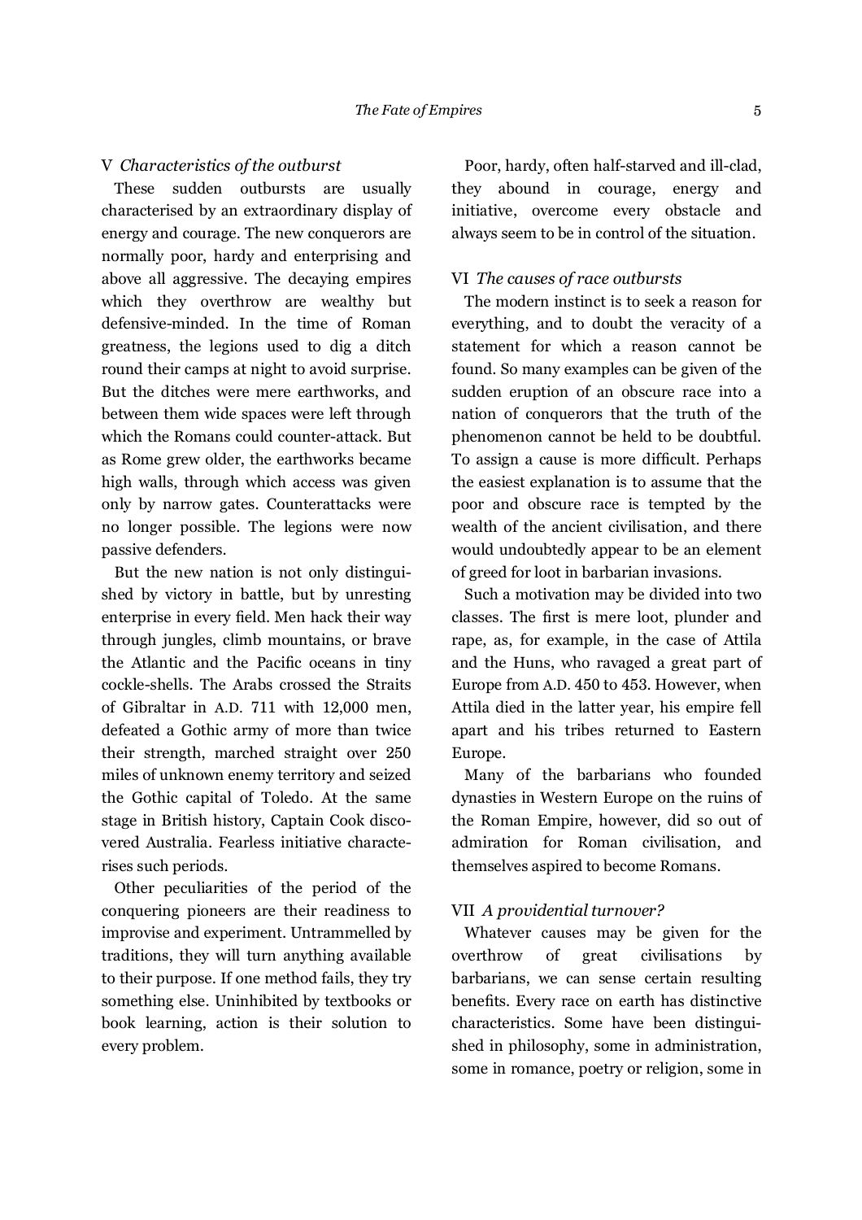## V *Characteristics of the outburst*

These sudden outbursts are usually characterised by an extraordinary display of energy and courage. The new conquerors are normally poor, hardy and enterprising and above all aggressive. The decaying empires which they overthrow are wealthy but defensive-minded. In the time of Roman greatness, the legions used to dig a ditch round their camps at night to avoid surprise. But the ditches were mere earthworks, and between them wide spaces were left through which the Romans could counter-attack. But as Rome grew older, the earthworks became high walls, through which access was given only by narrow gates. Counterattacks were no longer possible. The legions were now passive defenders.

But the new nation is not only distinguished by victory in battle, but by unresting enterprise in every field. Men hack their way through jungles, climb mountains, or brave the Atlantic and the Pacific oceans in tiny cockle-shells. The Arabs crossed the Straits of Gibraltar in A.D. 711 with 12,000 men, defeated a Gothic army of more than twice their strength, marched straight over 250 miles of unknown enemy territory and seized the Gothic capital of Toledo. At the same stage in British history, Captain Cook discovered Australia. Fearless initiative characterises such periods.

Other peculiarities of the period of the conquering pioneers are their readiness to improvise and experiment. Untrammelled by traditions, they will turn anything available to their purpose. If one method fails, they try something else. Uninhibited by textbooks or book learning, action is their solution to every problem.

Poor, hardy, often half-starved and ill-clad, they abound in courage, energy and initiative, overcome every obstacle and always seem to be in control of the situation.

## VI *The causes of race outbursts*

The modern instinct is to seek a reason for everything, and to doubt the veracity of a statement for which a reason cannot be found. So many examples can be given of the sudden eruption of an obscure race into a nation of conquerors that the truth of the phenomenon cannot be held to be doubtful. To assign a cause is more difficult. Perhaps the easiest explanation is to assume that the poor and obscure race is tempted by the wealth of the ancient civilisation, and there would undoubtedly appear to be an element of greed for loot in barbarian invasions.

Such a motivation may be divided into two classes. The first is mere loot, plunder and rape, as, for example, in the case of Attila and the Huns, who ravaged a great part of Europe from A.D. 450 to 453. However, when Attila died in the latter year, his empire fell apart and his tribes returned to Eastern Europe.

Many of the barbarians who founded dynasties in Western Europe on the ruins of the Roman Empire, however, did so out of admiration for Roman civilisation, and themselves aspired to become Romans.

## VII *A providential turnover?*

Whatever causes may be given for the overthrow of great civilisations by barbarians, we can sense certain resulting benefits. Every race on earth has distinctive characteristics. Some have been distinguished in philosophy, some in administration, some in romance, poetry or religion, some in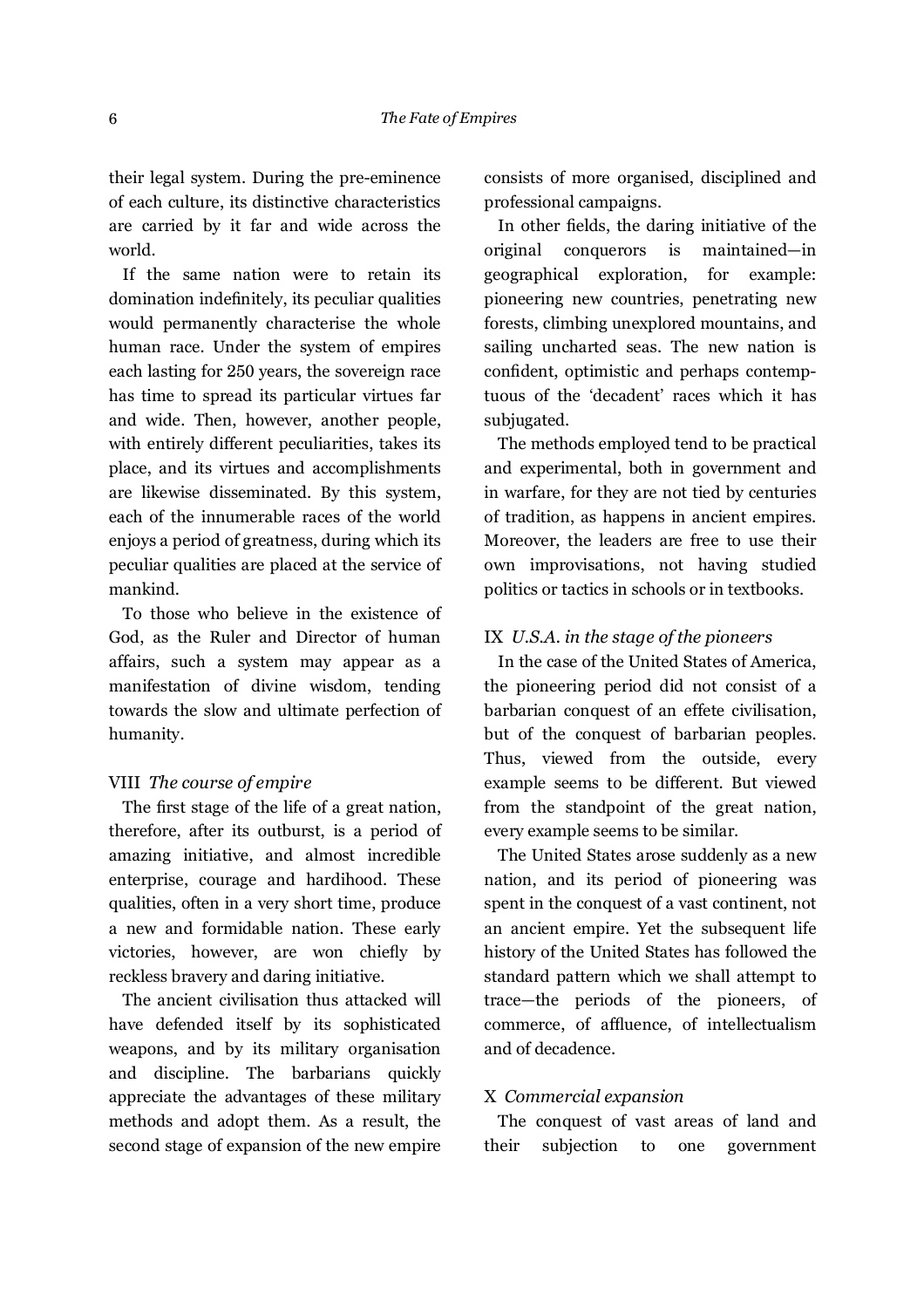their legal system. During the pre-eminence of each culture, its distinctive characteristics are carried by it far and wide across the world.

If the same nation were to retain its domination indefinitely, its peculiar qualities would permanently characterise the whole human race. Under the system of empires each lasting for 250 years, the sovereign race has time to spread its particular virtues far and wide. Then, however, another people, with entirely different peculiarities, takes its place, and its virtues and accomplishments are likewise disseminated. By this system, each of the innumerable races of the world enjoys a period of greatness, during which its peculiar qualities are placed at the service of mankind.

To those who believe in the existence of God, as the Ruler and Director of human affairs, such a system may appear as a manifestation of divine wisdom, tending towards the slow and ultimate perfection of humanity.

### VIII *The course of empire*

The first stage of the life of a great nation, therefore, after its outburst, is a period of amazing initiative, and almost incredible enterprise, courage and hardihood. These qualities, often in a very short time, produce a new and formidable nation. These early victories, however, are won chiefly by reckless bravery and daring initiative.

The ancient civilisation thus attacked will have defended itself by its sophisticated weapons, and by its military organisation and discipline. The barbarians quickly appreciate the advantages of these military methods and adopt them. As a result, the second stage of expansion of the new empire consists of more organised, disciplined and professional campaigns.

In other fields, the daring initiative of the original conquerors is maintained—in geographical exploration, for example: pioneering new countries, penetrating new forests, climbing unexplored mountains, and sailing uncharted seas. The new nation is confident, optimistic and perhaps contemptuous of the 'decadent' races which it has subjugated.

The methods employed tend to be practical and experimental, both in government and in warfare, for they are not tied by centuries of tradition, as happens in ancient empires. Moreover, the leaders are free to use their own improvisations, not having studied politics or tactics in schools or in textbooks.

### IX *U.S.A. in the stage of the pioneers*

In the case of the United States of America, the pioneering period did not consist of a barbarian conquest of an effete civilisation, but of the conquest of barbarian peoples. Thus, viewed from the outside, every example seems to be different. But viewed from the standpoint of the great nation, every example seems to be similar.

The United States arose suddenly as a new nation, and its period of pioneering was spent in the conquest of a vast continent, not an ancient empire. Yet the subsequent life history of the United States has followed the standard pattern which we shall attempt to trace—the periods of the pioneers, of commerce, of affluence, of intellectualism and of decadence.

### X *Commercial expansion*

The conquest of vast areas of land and their subjection to one government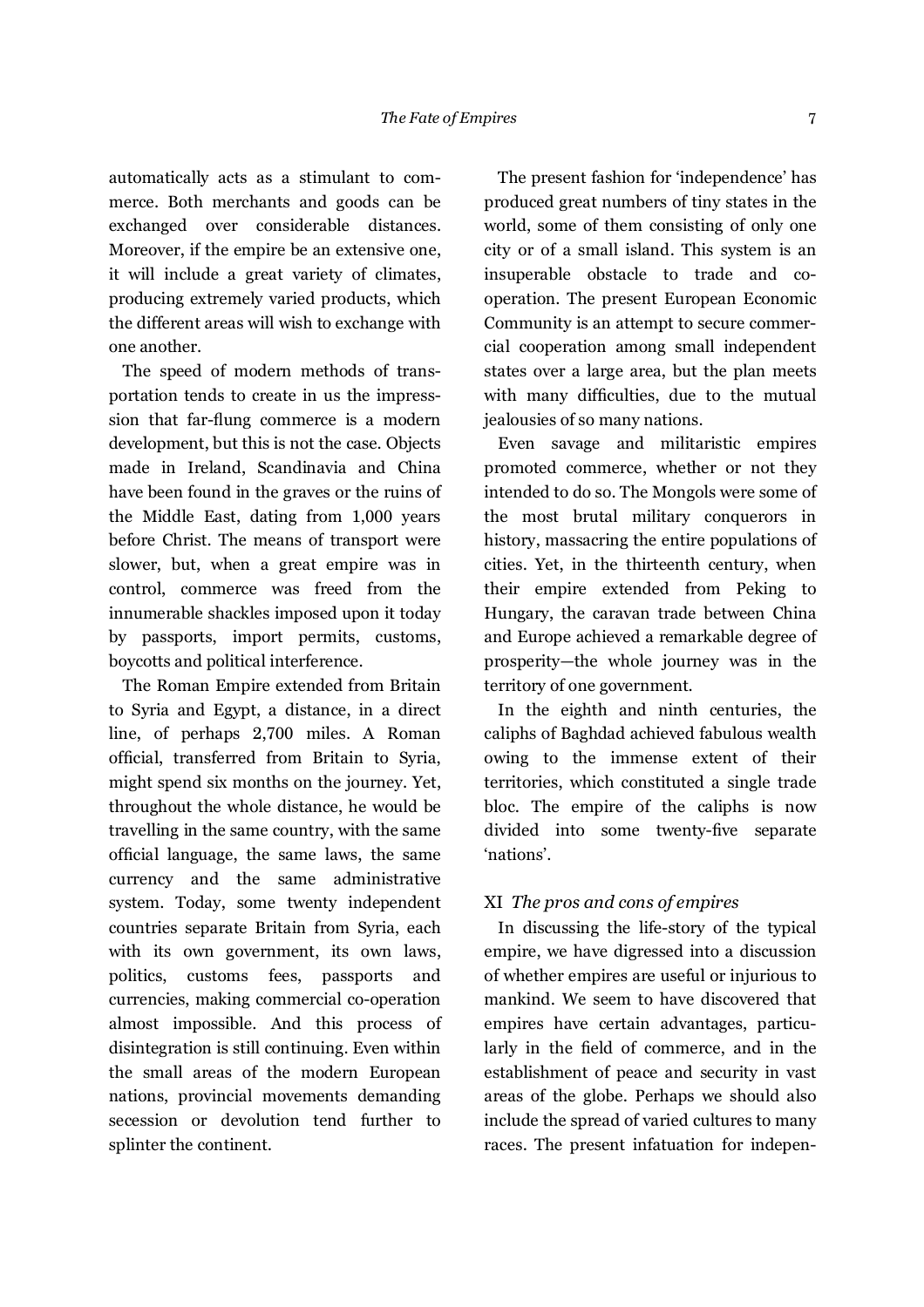automatically acts as a stimulant to commerce. Both merchants and goods can be exchanged over considerable distances. Moreover, if the empire be an extensive one, it will include a great variety of climates, producing extremely varied products, which the different areas will wish to exchange with one another.

The speed of modern methods of transportation tends to create in us the impresssion that far-flung commerce is a modern development, but this is not the case. Objects made in Ireland, Scandinavia and China have been found in the graves or the ruins of the Middle East, dating from 1,000 years before Christ. The means of transport were slower, but, when a great empire was in control, commerce was freed from the innumerable shackles imposed upon it today by passports, import permits, customs, boycotts and political interference.

The Roman Empire extended from Britain to Syria and Egypt, a distance, in a direct line, of perhaps 2,700 miles. A Roman official, transferred from Britain to Syria, might spend six months on the journey. Yet, throughout the whole distance, he would be travelling in the same country, with the same official language, the same laws, the same currency and the same administrative system. Today, some twenty independent countries separate Britain from Syria, each with its own government, its own laws, politics, customs fees, passports and currencies, making commercial co-operation almost impossible. And this process of disintegration is still continuing. Even within the small areas of the modern European nations, provincial movements demanding secession or devolution tend further to splinter the continent.

The present fashion for 'independence' has produced great numbers of tiny states in the world, some of them consisting of only one city or of a small island. This system is an insuperable obstacle to trade and co-operation. The present European Economic Community is an attempt to secure commercial cooperation among small independent states over a large area, but the plan meets with many difficulties, due to the mutual jealousies of so many nations.

Even savage and militaristic empires promoted commerce, whether or not they intended to do so. The Mongols were some of the most brutal military conquerors in history, massacring the entire populations of cities. Yet, in the thirteenth century, when their empire extended from Peking to Hungary, the caravan trade between China and Europe achieved a remarkable degree of prosperity—the whole journey was in the territory of one government.

In the eighth and ninth centuries, the caliphs of Baghdad achieved fabulous wealth owing to the immense extent of their territories, which constituted a single trade bloc. The empire of the caliphs is now divided into some twenty-five separate 'nations'.

### XI *The pros and cons of empires*

In discussing the life-story of the typical empire, we have digressed into a discussion of whether empires are useful or injurious to mankind. We seem to have discovered that empires have certain advantages, particularly in the field of commerce, and in the establishment of peace and security in vast areas of the globe. Perhaps we should also include the spread of varied cultures to many races. The present infatuation for indepen-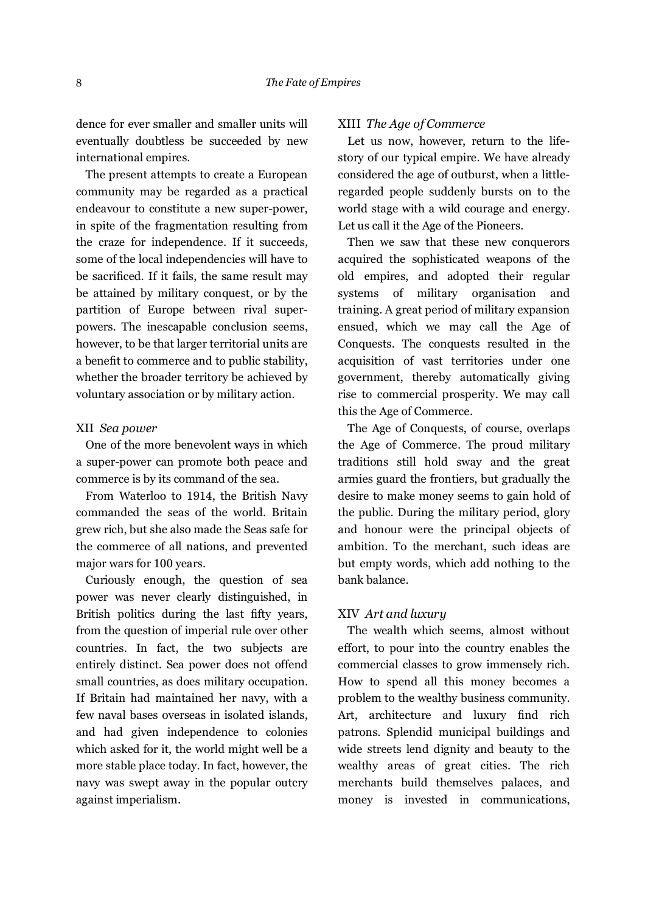dence for ever smaller and smaller units will eventually doubtless be succeeded by new international empires.

The present attempts to create a European community may be regarded as a practical endeavour to constitute a new super-power, in spite of the fragmentation resulting from the craze for independence. If it succeeds, some of the local independencies will have to be sacrificed. If it fails, the same result may be attained by military conquest, or by the partition of Europe between rival super-powers. The inescapable conclusion seems, however, to be that larger territorial units are a benefit to commerce and to public stability, whether the broader territory be achieved by voluntary association or by military action.

### XII *Sea power*

One of the more benevolent ways in which a super-power can promote both peace and commerce is by its command of the sea.

From Waterloo to 1914, the British Navy commanded the seas of the world. Britain grew rich, but she also made the Seas safe for the commerce of all nations, and prevented major wars for 100 years.

Curiously enough, the question of sea power was never clearly distinguished, in British politics during the last fifty years, from the question of imperial rule over other countries. In fact, the two subjects are entirely distinct. Sea power does not offend small countries, as does military occupation. If Britain had maintained her navy, with a few naval bases overseas in isolated islands, and had given independence to colonies which asked for it, the world might well be a more stable place today. In fact, however, the navy was swept away in the popular outcry against imperialism.

### XIII *The Age of Commerce*

Let us now, however, return to the life-story of our typical empire. We have already considered the age of outburst, when a little-regarded people suddenly bursts on to the world stage with a wild courage and energy. Let us call it the Age of the Pioneers.

Then we saw that these new conquerors acquired the sophisticated weapons of the old empires, and adopted their regular systems of military organisation and training. A great period of military expansion ensued, which we may call the Age of Conquests. The conquests resulted in the acquisition of vast territories under one government, thereby automatically giving rise to commercial prosperity. We may call this the Age of Commerce.

The Age of Conquests, of course, overlaps the Age of Commerce. The proud military traditions still hold sway and the great armies guard the frontiers, but gradually the desire to make money seems to gain hold of the public. During the military period, glory and honour were the principal objects of ambition. To the merchant, such ideas are but empty words, which add nothing to the bank balance.

### XIV *Art and luxury*

The wealth which seems, almost without effort, to pour into the country enables the commercial classes to grow immensely rich. How to spend all this money becomes a problem to the wealthy business community. Art, architecture and luxury find rich patrons. Splendid municipal buildings and wide streets lend dignity and beauty to the wealthy areas of great cities. The rich merchants build themselves palaces, and money is invested in communications,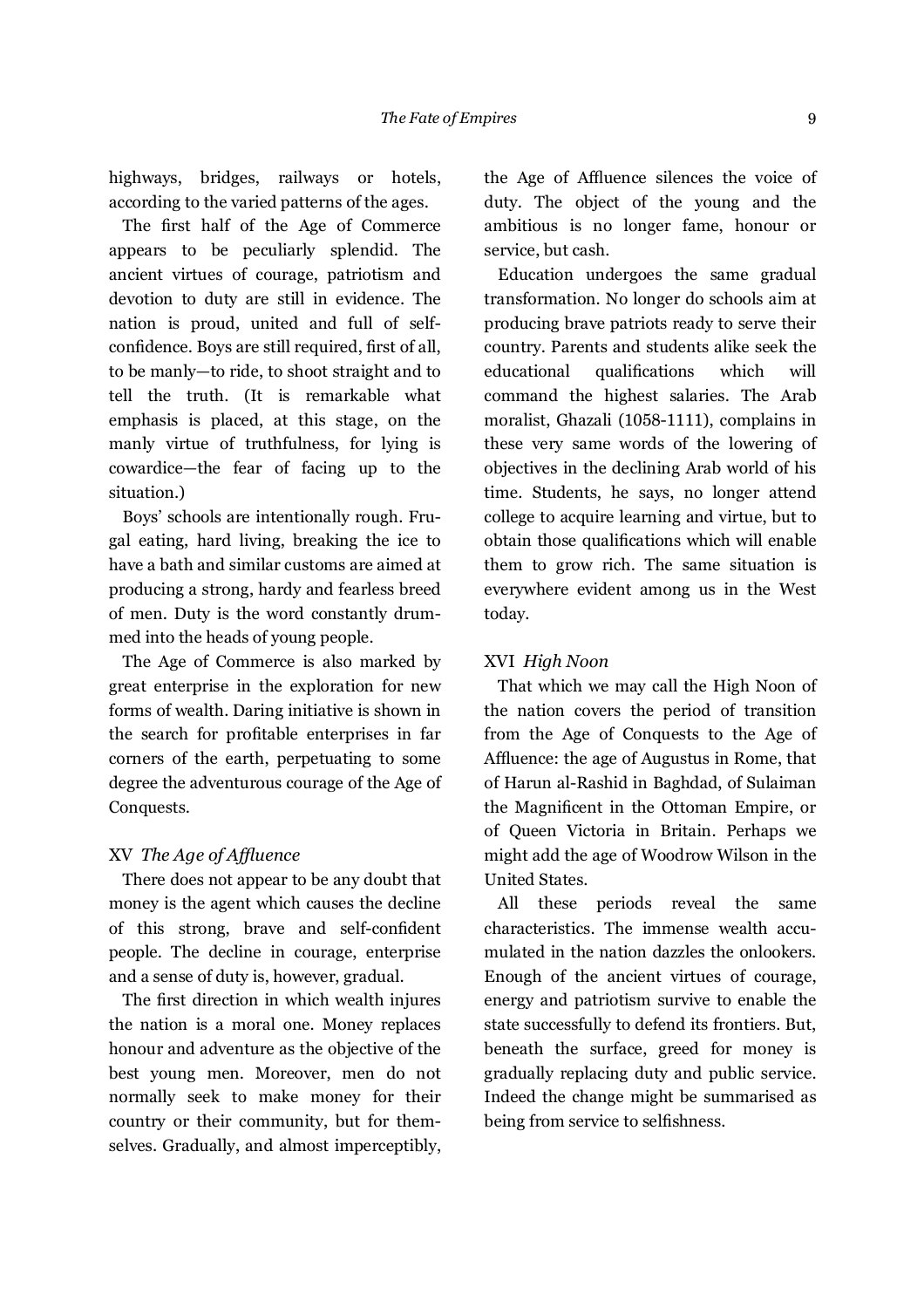highways, bridges, railways or hotels, according to the varied patterns of the ages.

The first half of the Age of Commerce appears to be peculiarly splendid. The ancient virtues of courage, patriotism and devotion to duty are still in evidence. The nation is proud, united and full of self-confidence. Boys are still required, first of all, to be manly—to ride, to shoot straight and to tell the truth. (It is remarkable what emphasis is placed, at this stage, on the manly virtue of truthfulness, for lying is cowardice—the fear of facing up to the situation.)

Boys' schools are intentionally rough. Frugal eating, hard living, breaking the ice to have a bath and similar customs are aimed at producing a strong, hardy and fearless breed of men. Duty is the word constantly drummed into the heads of young people.

The Age of Commerce is also marked by great enterprise in the exploration for new forms of wealth. Daring initiative is shown in the search for profitable enterprises in far corners of the earth, perpetuating to some degree the adventurous courage of the Age of Conquests.

## XV *The Age of Affluence*

There does not appear to be any doubt that money is the agent which causes the decline of this strong, brave and self-confident people. The decline in courage, enterprise and a sense of duty is, however, gradual.

The first direction in which wealth injures the nation is a moral one. Money replaces honour and adventure as the objective of the best young men. Moreover, men do not normally seek to make money for their country or their community, but for themselves. Gradually, and almost imperceptibly, the Age of Affluence silences the voice of duty. The object of the young and the ambitious is no longer fame, honour or service, but cash.

Education undergoes the same gradual transformation. No longer do schools aim at producing brave patriots ready to serve their country. Parents and students alike seek the educational qualifications which will command the highest salaries. The Arab moralist, Ghazali (1058-1111), complains in these very same words of the lowering of objectives in the declining Arab world of his time. Students, he says, no longer attend college to acquire learning and virtue, but to obtain those qualifications which will enable them to grow rich. The same situation is everywhere evident among us in the West today.

## XVI *High Noon*

That which we may call the High Noon of the nation covers the period of transition from the Age of Conquests to the Age of Affluence: the age of Augustus in Rome, that of Harun al-Rashid in Baghdad, of Sulaiman the Magnificent in the Ottoman Empire, or of Queen Victoria in Britain. Perhaps we might add the age of Woodrow Wilson in the United States.

All these periods reveal the same characteristics. The immense wealth accumulated in the nation dazzles the onlookers. Enough of the ancient virtues of courage, energy and patriotism survive to enable the state successfully to defend its frontiers. But, beneath the surface, greed for money is gradually replacing duty and public service. Indeed the change might be summarised as being from service to selfishness.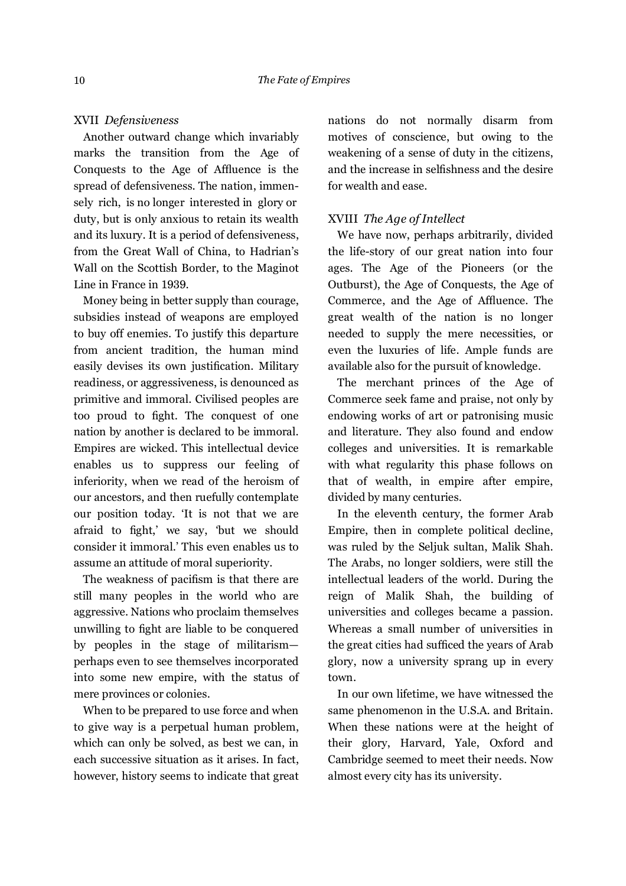## XVII *Defensiveness*

Another outward change which invariably marks the transition from the Age of Conquests to the Age of Affluence is the spread of defensiveness. The nation, immensely rich, is no longer interested in glory or duty, but is only anxious to retain its wealth and its luxury. It is a period of defensiveness, from the Great Wall of China, to Hadrian's Wall on the Scottish Border, to the Maginot Line in France in 1939.

Money being in better supply than courage, subsidies instead of weapons are employed to buy off enemies. To justify this departure from ancient tradition, the human mind easily devises its own justification. Military readiness, or aggressiveness, is denounced as primitive and immoral. Civilised peoples are too proud to fight. The conquest of one nation by another is declared to be immoral. Empires are wicked. This intellectual device enables us to suppress our feeling of inferiority, when we read of the heroism of our ancestors, and then ruefully contemplate our position today. 'It is not that we are afraid to fight,' we say, 'but we should consider it immoral.' This even enables us to assume an attitude of moral superiority.

The weakness of pacifism is that there are still many peoples in the world who are aggressive. Nations who proclaim themselves unwilling to fight are liable to be conquered by peoples in the stage of militarism—perhaps even to see themselves incorporated into some new empire, with the status of mere provinces or colonies.

When to be prepared to use force and when to give way is a perpetual human problem, which can only be solved, as best we can, in each successive situation as it arises. In fact, however, history seems to indicate that great nations do not normally disarm from motives of conscience, but owing to the weakening of a sense of duty in the citizens, and the increase in selfishness and the desire for wealth and ease.

## XVIII *The Age of Intellect*

We have now, perhaps arbitrarily, divided the life-story of our great nation into four ages. The Age of the Pioneers (or the Outburst), the Age of Conquests, the Age of Commerce, and the Age of Affluence. The great wealth of the nation is no longer needed to supply the mere necessities, or even the luxuries of life. Ample funds are available also for the pursuit of knowledge.

The merchant princes of the Age of Commerce seek fame and praise, not only by endowing works of art or patronising music and literature. They also found and endow colleges and universities. It is remarkable with what regularity this phase follows on that of wealth, in empire after empire, divided by many centuries.

In the eleventh century, the former Arab Empire, then in complete political decline, was ruled by the Seljuk sultan, Malik Shah. The Arabs, no longer soldiers, were still the intellectual leaders of the world. During the reign of Malik Shah, the building of universities and colleges became a passion. Whereas a small number of universities in the great cities had sufficed the years of Arab glory, now a university sprang up in every town.

In our own lifetime, we have witnessed the same phenomenon in the U.S.A. and Britain. When these nations were at the height of their glory, Harvard, Yale, Oxford and Cambridge seemed to meet their needs. Now almost every city has its university.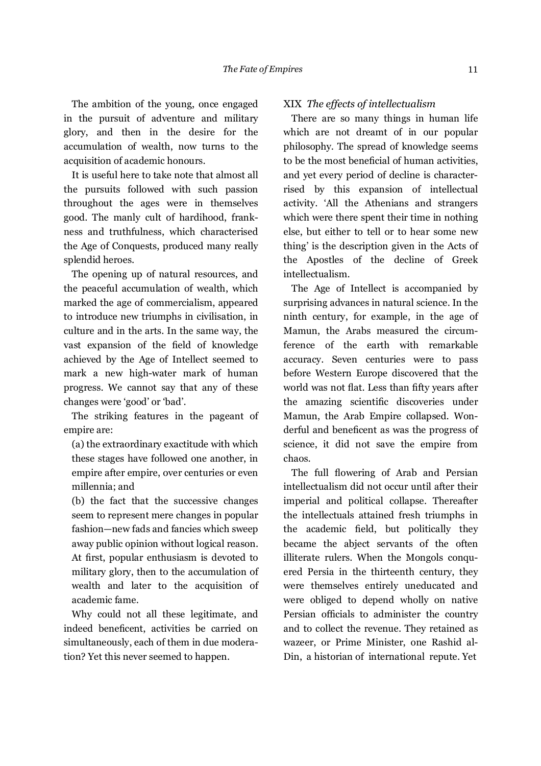The ambition of the young, once engaged in the pursuit of adventure and military glory, and then in the desire for the accumulation of wealth, now turns to the acquisition of academic honours.

It is useful here to take note that almost all the pursuits followed with such passion throughout the ages were in themselves good. The manly cult of hardihood, frankness and truthfulness, which characterised the Age of Conquests, produced many really splendid heroes.

The opening up of natural resources, and the peaceful accumulation of wealth, which marked the age of commercialism, appeared to introduce new triumphs in civilisation, in culture and in the arts. In the same way, the vast expansion of the field of knowledge achieved by the Age of Intellect seemed to mark a new high-water mark of human progress. We cannot say that any of these changes were 'good' or 'bad'.

The striking features in the pageant of empire are:

(a) the extraordinary exactitude with which these stages have followed one another, in empire after empire, over centuries or even millennia; and

(b) the fact that the successive changes seem to represent mere changes in popular fashion—new fads and fancies which sweep away public opinion without logical reason. At first, popular enthusiasm is devoted to military glory, then to the accumulation of wealth and later to the acquisition of academic fame.

Why could not all these legitimate, and indeed beneficent, activities be carried on simultaneously, each of them in due moderation? Yet this never seemed to happen.

## XIX *The effects of intellectualism*

There are so many things in human life which are not dreamt of in our popular philosophy. The spread of knowledge seems to be the most beneficial of human activities, and yet every period of decline is characterrised by this expansion of intellectual activity. 'All the Athenians and strangers which were there spent their time in nothing else, but either to tell or to hear some new thing' is the description given in the Acts of the Apostles of the decline of Greek intellectualism.

The Age of Intellect is accompanied by surprising advances in natural science. In the ninth century, for example, in the age of Mamun, the Arabs measured the circumference of the earth with remarkable accuracy. Seven centuries were to pass before Western Europe discovered that the world was not flat. Less than fifty years after the amazing scientific discoveries under Mamun, the Arab Empire collapsed. Wonderful and beneficent as was the progress of science, it did not save the empire from chaos.

The full flowering of Arab and Persian intellectualism did not occur until after their imperial and political collapse. Thereafter the intellectuals attained fresh triumphs in the academic field, but politically they became the abject servants of the often illiterate rulers. When the Mongols conquered Persia in the thirteenth century, they were themselves entirely uneducated and were obliged to depend wholly on native Persian officials to administer the country and to collect the revenue. They retained as wazeer, or Prime Minister, one Rashid al-Din, a historian of international repute. Yet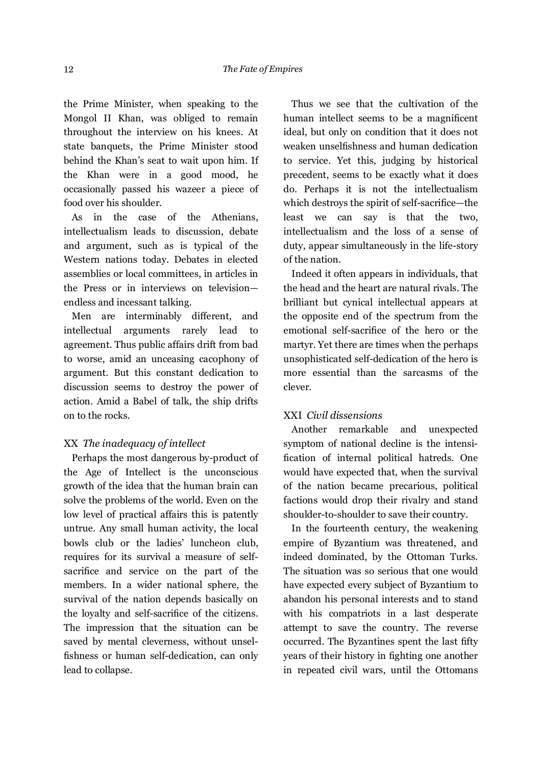the Prime Minister, when speaking to the Mongol Il Khan, was obliged to remain throughout the interview on his knees. At state banquets, the Prime Minister stood behind the Khan's seat to wait upon him. If the Khan were in a good mood, he occasionally passed his wazeer a piece of food over his shoulder.

As in the case of the Athenians, intellectualism leads to discussion, debate and argument, such as is typical of the Western nations today. Debates in elected assemblies or local committees, in articles in the Press or in interviews on television—endless and incessant talking.

Men are interminably different, and intellectual arguments rarely lead to agreement. Thus public affairs drift from bad to worse, amid an unceasing cacophony of argument. But this constant dedication to discussion seems to destroy the power of action. Amid a Babel of talk, the ship drifts on to the rocks.

## XX *The inadequacy of intellect*

Perhaps the most dangerous by-product of the Age of Intellect is the unconscious growth of the idea that the human brain can solve the problems of the world. Even on the low level of practical affairs this is patently untrue. Any small human activity, the local bowls club or the ladies' luncheon club, requires for its survival a measure of self-sacrifice and service on the part of the members. In a wider national sphere, the survival of the nation depends basically on the loyalty and self-sacrifice of the citizens. The impression that the situation can be saved by mental cleverness, without unselfishness or human self-dedication, can only lead to collapse.

Thus we see that the cultivation of the human intellect seems to be a magnificent ideal, but only on condition that it does not weaken unselfishness and human dedication to service. Yet this, judging by historical precedent, seems to be exactly what it does do. Perhaps it is not the intellectualism which destroys the spirit of self-sacrifice—the least we can say is that the two, intellectualism and the loss of a sense of duty, appear simultaneously in the life-story of the nation.

Indeed it often appears in individuals, that the head and the heart are natural rivals. The brilliant but cynical intellectual appears at the opposite end of the spectrum from the emotional self-sacrifice of the hero or the martyr. Yet there are times when the perhaps unsophisticated self-dedication of the hero is more essential than the sarcasms of the clever.

## XXI *Civil dissensions*

Another remarkable and unexpected symptom of national decline is the intensification of internal political hatreds. One would have expected that, when the survival of the nation became precarious, political factions would drop their rivalry and stand shoulder-to-shoulder to save their country.

In the fourteenth century, the weakening empire of Byzantium was threatened, and indeed dominated, by the Ottoman Turks. The situation was so serious that one would have expected every subject of Byzantium to abandon his personal interests and to stand with his compatriots in a last desperate attempt to save the country. The reverse occurred. The Byzantines spent the last fifty years of their history in fighting one another in repeated civil wars, until the Ottomans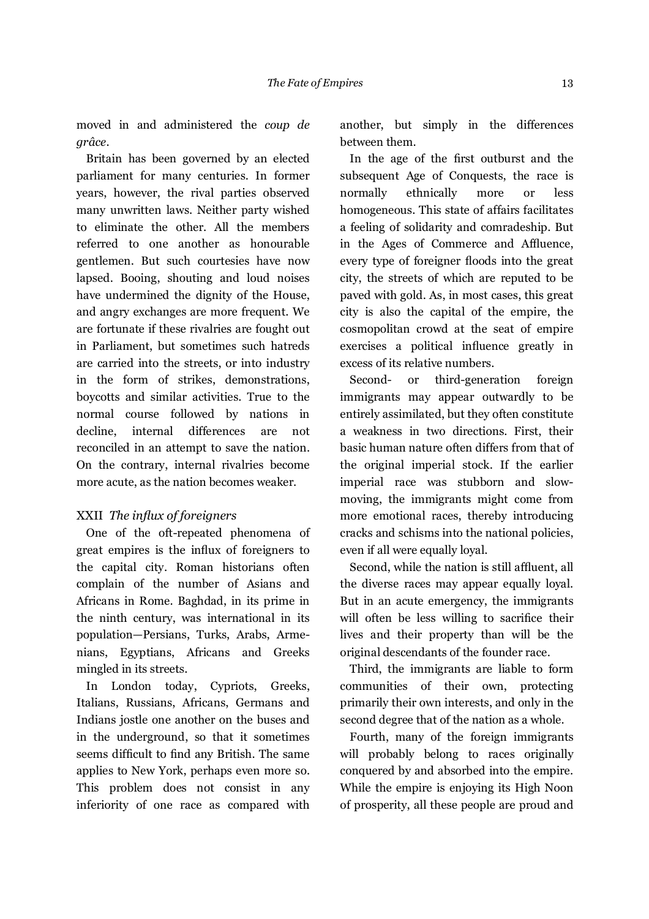moved in and administered the *coup de grâce*.

Britain has been governed by an elected parliament for many centuries. In former years, however, the rival parties observed many unwritten laws. Neither party wished to eliminate the other. All the members referred to one another as honourable gentlemen. But such courtesies have now lapsed. Booing, shouting and loud noises have undermined the dignity of the House, and angry exchanges are more frequent. We are fortunate if these rivalries are fought out in Parliament, but sometimes such hatreds are carried into the streets, or into industry in the form of strikes, demonstrations, boycotts and similar activities. True to the normal course followed by nations in decline, internal differences are not reconciled in an attempt to save the nation. On the contrary, internal rivalries become more acute, as the nation becomes weaker.

### XXII *The influx of foreigners*

One of the oft-repeated phenomena of great empires is the influx of foreigners to the capital city. Roman historians often complain of the number of Asians and Africans in Rome. Baghdad, in its prime in the ninth century, was international in its population—Persians, Turks, Arabs, Armenians, Egyptians, Africans and Greeks mingled in its streets.

In London today, Cypriots, Greeks, Italians, Russians, Africans, Germans and Indians jostle one another on the buses and in the underground, so that it sometimes seems difficult to find any British. The same applies to New York, perhaps even more so. This problem does not consist in any inferiority of one race as compared with another, but simply in the differences between them.

In the age of the first outburst and the subsequent Age of Conquests, the race is normally ethnically more or less homogeneous. This state of affairs facilitates a feeling of solidarity and comradeship. But in the Ages of Commerce and Affluence, every type of foreigner floods into the great city, the streets of which are reputed to be paved with gold. As, in most cases, this great city is also the capital of the empire, the cosmopolitan crowd at the seat of empire exercises a political influence greatly in excess of its relative numbers.

Second- or third-generation foreign immigrants may appear outwardly to be entirely assimilated, but they often constitute a weakness in two directions. First, their basic human nature often differs from that of the original imperial stock. If the earlier imperial race was stubborn and slow-moving, the immigrants might come from more emotional races, thereby introducing cracks and schisms into the national policies, even if all were equally loyal.

Second, while the nation is still affluent, all the diverse races may appear equally loyal. But in an acute emergency, the immigrants will often be less willing to sacrifice their lives and their property than will be the original descendants of the founder race.

Third, the immigrants are liable to form communities of their own, protecting primarily their own interests, and only in the second degree that of the nation as a whole.

Fourth, many of the foreign immigrants will probably belong to races originally conquered by and absorbed into the empire. While the empire is enjoying its High Noon of prosperity, all these people are proud and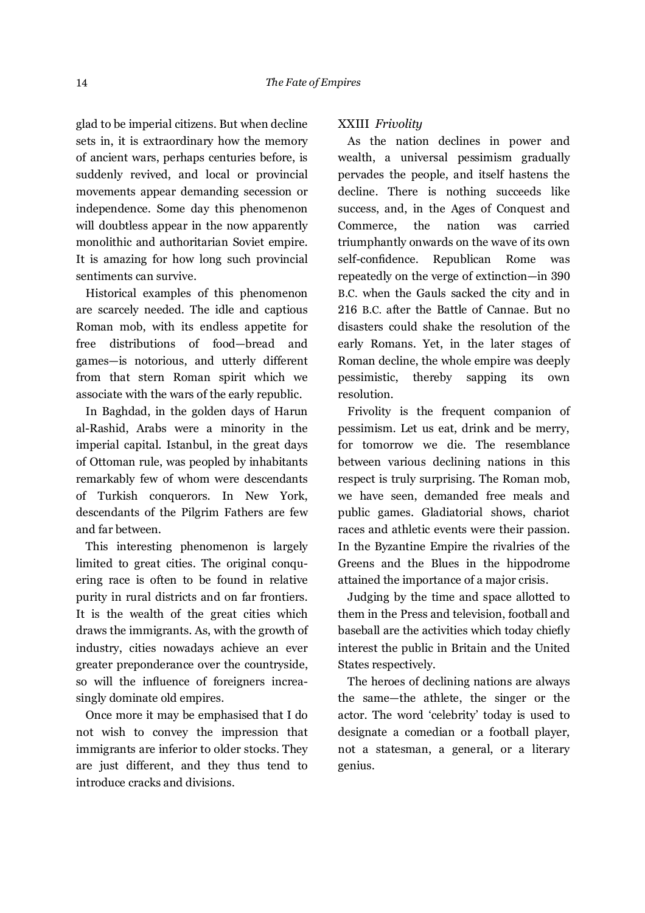glad to be imperial citizens. But when decline sets in, it is extraordinary how the memory of ancient wars, perhaps centuries before, is suddenly revived, and local or provincial movements appear demanding secession or independence. Some day this phenomenon will doubtless appear in the now apparently monolithic and authoritarian Soviet empire. It is amazing for how long such provincial sentiments can survive.

Historical examples of this phenomenon are scarcely needed. The idle and captious Roman mob, with its endless appetite for free distributions of food—bread and games—is notorious, and utterly different from that stern Roman spirit which we associate with the wars of the early republic.

In Baghdad, in the golden days of Harun al-Rashid, Arabs were a minority in the imperial capital. Istanbul, in the great days of Ottoman rule, was peopled by inhabitants remarkably few of whom were descendants of Turkish conquerors. In New York, descendants of the Pilgrim Fathers are few and far between.

This interesting phenomenon is largely limited to great cities. The original conquering race is often to be found in relative purity in rural districts and on far frontiers. It is the wealth of the great cities which draws the immigrants. As, with the growth of industry, cities nowadays achieve an ever greater preponderance over the countryside, so will the influence of foreigners increasingly dominate old empires.

Once more it may be emphasised that I do not wish to convey the impression that immigrants are inferior to older stocks. They are just different, and they thus tend to introduce cracks and divisions.

## XXIII *Frivolity*

As the nation declines in power and wealth, a universal pessimism gradually pervades the people, and itself hastens the decline. There is nothing succeeds like success, and, in the Ages of Conquest and Commerce, the nation was carried triumphantly onwards on the wave of its own self-confidence. Republican Rome was repeatedly on the verge of extinction—in 390 B.C. when the Gauls sacked the city and in 216 B.C. after the Battle of Cannae. But no disasters could shake the resolution of the early Romans. Yet, in the later stages of Roman decline, the whole empire was deeply pessimistic, thereby sapping its own resolution.

Frivolity is the frequent companion of pessimism. Let us eat, drink and be merry, for tomorrow we die. The resemblance between various declining nations in this respect is truly surprising. The Roman mob, we have seen, demanded free meals and public games. Gladiatorial shows, chariot races and athletic events were their passion. In the Byzantine Empire the rivalries of the Greens and the Blues in the hippodrome attained the importance of a major crisis.

Judging by the time and space allotted to them in the Press and television, football and baseball are the activities which today chiefly interest the public in Britain and the United States respectively.

The heroes of declining nations are always the same—the athlete, the singer or the actor. The word 'celebrity' today is used to designate a comedian or a football player, not a statesman, a general, or a literary genius.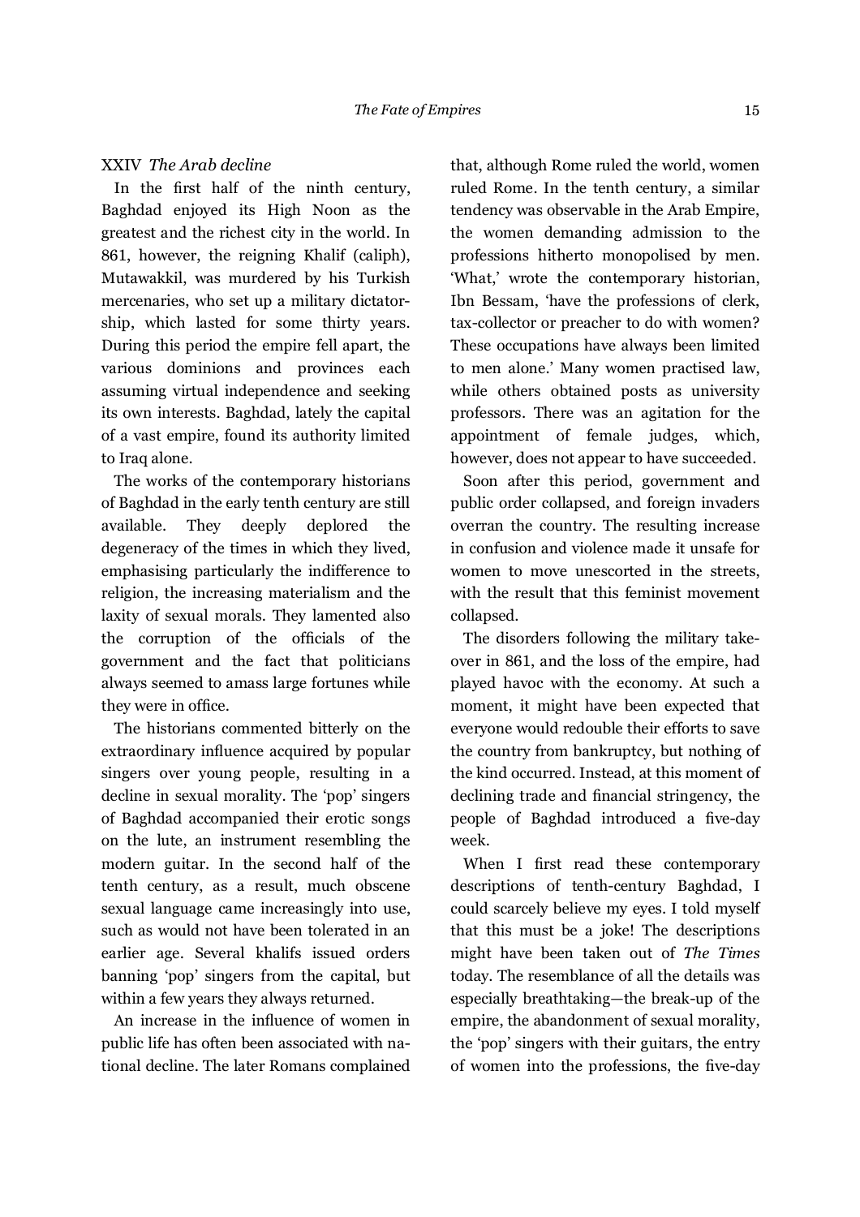## XXIV *The Arab decline*

In the first half of the ninth century, Baghdad enjoyed its High Noon as the greatest and the richest city in the world. In 861, however, the reigning Khalif (caliph), Mutawakkil, was murdered by his Turkish mercenaries, who set up a military dictatorship, which lasted for some thirty years. During this period the empire fell apart, the various dominions and provinces each assuming virtual independence and seeking its own interests. Baghdad, lately the capital of a vast empire, found its authority limited to Iraq alone.

The works of the contemporary historians of Baghdad in the early tenth century are still available. They deeply deplored the degeneracy of the times in which they lived, emphasising particularly the indifference to religion, the increasing materialism and the laxity of sexual morals. They lamented also the corruption of the officials of the government and the fact that politicians always seemed to amass large fortunes while they were in office.

The historians commented bitterly on the extraordinary influence acquired by popular singers over young people, resulting in a decline in sexual morality. The 'pop' singers of Baghdad accompanied their erotic songs on the lute, an instrument resembling the modern guitar. In the second half of the tenth century, as a result, much obscene sexual language came increasingly into use, such as would not have been tolerated in an earlier age. Several khalifs issued orders banning 'pop' singers from the capital, but within a few years they always returned.

An increase in the influence of women in public life has often been associated with national decline. The later Romans complained that, although Rome ruled the world, women ruled Rome. In the tenth century, a similar tendency was observable in the Arab Empire, the women demanding admission to the professions hitherto monopolised by men. 'What,' wrote the contemporary historian, Ibn Bessam, 'have the professions of clerk, tax-collector or preacher to do with women? These occupations have always been limited to men alone.' Many women practised law, while others obtained posts as university professors. There was an agitation for the appointment of female judges, which, however, does not appear to have succeeded.

Soon after this period, government and public order collapsed, and foreign invaders overran the country. The resulting increase in confusion and violence made it unsafe for women to move unescorted in the streets, with the result that this feminist movement collapsed.

The disorders following the military takeover in 861, and the loss of the empire, had played havoc with the economy. At such a moment, it might have been expected that everyone would redouble their efforts to save the country from bankruptcy, but nothing of the kind occurred. Instead, at this moment of declining trade and financial stringency, the people of Baghdad introduced a five-day week.

When I first read these contemporary descriptions of tenth-century Baghdad, I could scarcely believe my eyes. I told myself that this must be a joke! The descriptions might have been taken out of *The Times* today. The resemblance of all the details was especially breathtaking—the break-up of the empire, the abandonment of sexual morality, the 'pop' singers with their guitars, the entry of women into the professions, the five-day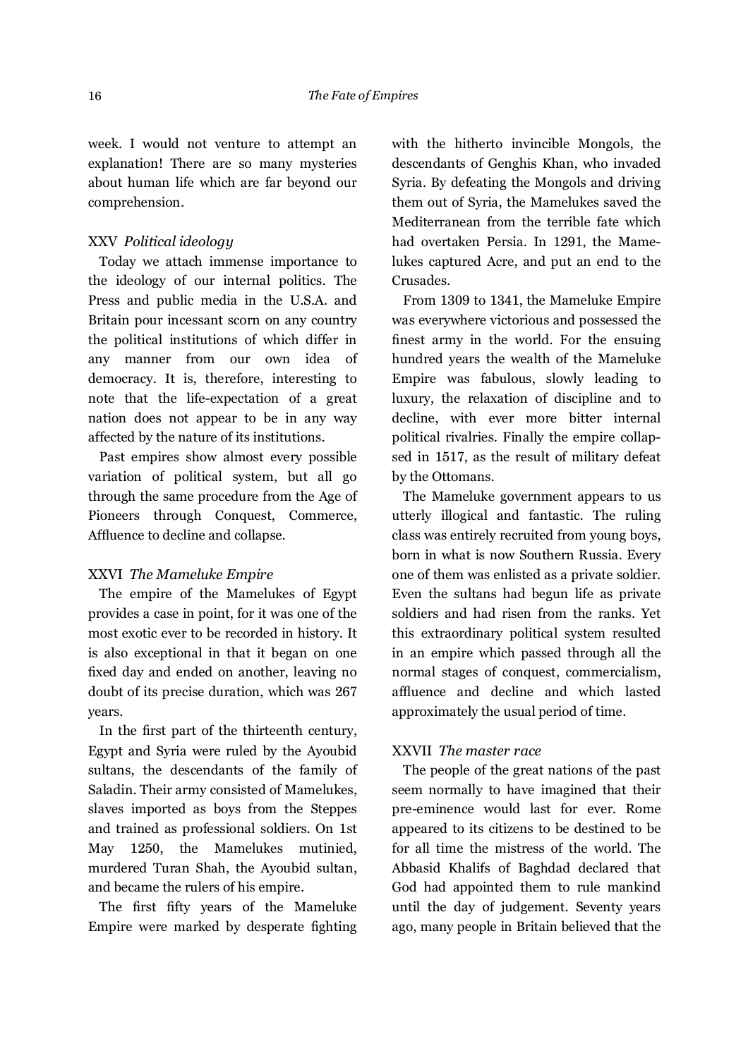week. I would not venture to attempt an explanation! There are so many mysteries about human life which are far beyond our comprehension.

### XXV *Political ideology*

Today we attach immense importance to the ideology of our internal politics. The Press and public media in the U.S.A. and Britain pour incessant scorn on any country the political institutions of which differ in any manner from our own idea of democracy. It is, therefore, interesting to note that the life-expectation of a great nation does not appear to be in any way affected by the nature of its institutions.

Past empires show almost every possible variation of political system, but all go through the same procedure from the Age of Pioneers through Conquest, Commerce, Affluence to decline and collapse.

### XXVI *The Mameluke Empire*

The empire of the Mamelukes of Egypt provides a case in point, for it was one of the most exotic ever to be recorded in history. It is also exceptional in that it began on one fixed day and ended on another, leaving no doubt of its precise duration, which was 267 years.

In the first part of the thirteenth century, Egypt and Syria were ruled by the Ayoubid sultans, the descendants of the family of Saladin. Their army consisted of Mamelukes, slaves imported as boys from the Steppes and trained as professional soldiers. On 1st May 1250, the Mamelukes mutinied, murdered Turan Shah, the Ayoubid sultan, and became the rulers of his empire.

The first fifty years of the Mameluke Empire were marked by desperate fighting with the hitherto invincible Mongols, the descendants of Genghis Khan, who invaded Syria. By defeating the Mongols and driving them out of Syria, the Mamelukes saved the Mediterranean from the terrible fate which had overtaken Persia. In 1291, the Mamelukes captured Acre, and put an end to the Crusades.

From 1309 to 1341, the Mameluke Empire was everywhere victorious and possessed the finest army in the world. For the ensuing hundred years the wealth of the Mameluke Empire was fabulous, slowly leading to luxury, the relaxation of discipline and to decline, with ever more bitter internal political rivalries. Finally the empire collapsed in 1517, as the result of military defeat by the Ottomans.

The Mameluke government appears to us utterly illogical and fantastic. The ruling class was entirely recruited from young boys, born in what is now Southern Russia. Every one of them was enlisted as a private soldier. Even the sultans had begun life as private soldiers and had risen from the ranks. Yet this extraordinary political system resulted in an empire which passed through all the normal stages of conquest, commercialism, affluence and decline and which lasted approximately the usual period of time.

### XXVII *The master race*

The people of the great nations of the past seem normally to have imagined that their pre-eminence would last for ever. Rome appeared to its citizens to be destined to be for all time the mistress of the world. The Abbasid Khalifs of Baghdad declared that God had appointed them to rule mankind until the day of judgement. Seventy years ago, many people in Britain believed that the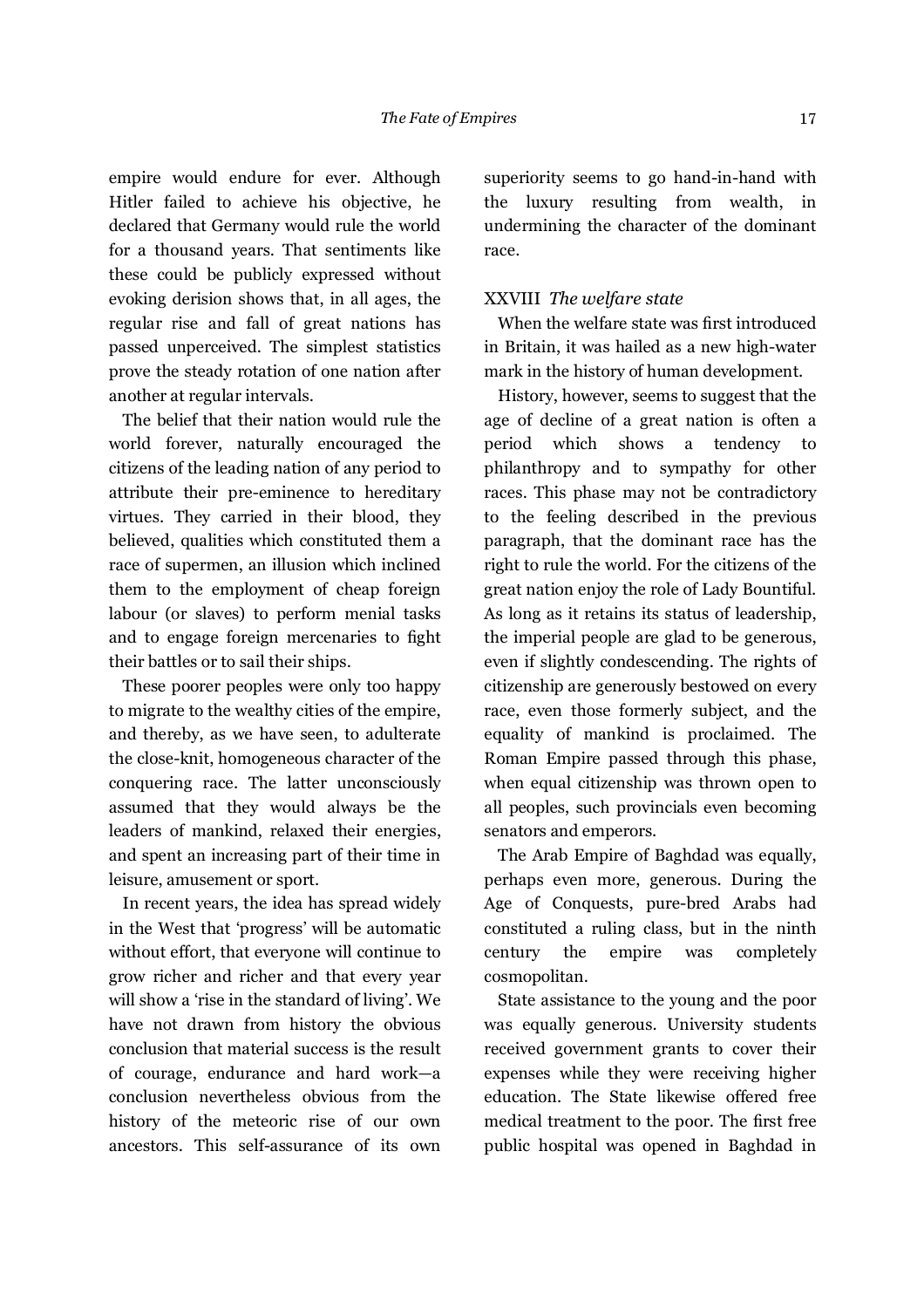empire would endure for ever. Although Hitler failed to achieve his objective, he declared that Germany would rule the world for a thousand years. That sentiments like these could be publicly expressed without evoking derision shows that, in all ages, the regular rise and fall of great nations has passed unperceived. The simplest statistics prove the steady rotation of one nation after another at regular intervals.

The belief that their nation would rule the world forever, naturally encouraged the citizens of the leading nation of any period to attribute their pre-eminence to hereditary virtues. They carried in their blood, they believed, qualities which constituted them a race of supermen, an illusion which inclined them to the employment of cheap foreign labour (or slaves) to perform menial tasks and to engage foreign mercenaries to fight their battles or to sail their ships.

These poorer peoples were only too happy to migrate to the wealthy cities of the empire, and thereby, as we have seen, to adulterate the close-knit, homogeneous character of the conquering race. The latter unconsciously assumed that they would always be the leaders of mankind, relaxed their energies, and spent an increasing part of their time in leisure, amusement or sport.

In recent years, the idea has spread widely in the West that 'progress' will be automatic without effort, that everyone will continue to grow richer and richer and that every year will show a 'rise in the standard of living'. We have not drawn from history the obvious conclusion that material success is the result of courage, endurance and hard work—a conclusion nevertheless obvious from the history of the meteoric rise of our own ancestors. This self-assurance of its own superiority seems to go hand-in-hand with the luxury resulting from wealth, in undermining the character of the dominant race.

## XXVIII *The welfare state*

When the welfare state was first introduced in Britain, it was hailed as a new high-water mark in the history of human development.

History, however, seems to suggest that the age of decline of a great nation is often a period which shows a tendency to philanthropy and to sympathy for other races. This phase may not be contradictory to the feeling described in the previous paragraph, that the dominant race has the right to rule the world. For the citizens of the great nation enjoy the role of Lady Bountiful. As long as it retains its status of leadership, the imperial people are glad to be generous, even if slightly condescending. The rights of citizenship are generously bestowed on every race, even those formerly subject, and the equality of mankind is proclaimed. The Roman Empire passed through this phase, when equal citizenship was thrown open to all peoples, such provincials even becoming senators and emperors.

The Arab Empire of Baghdad was equally, perhaps even more, generous. During the Age of Conquests, pure-bred Arabs had constituted a ruling class, but in the ninth century the empire was completely cosmopolitan.

State assistance to the young and the poor was equally generous. University students received government grants to cover their expenses while they were receiving higher education. The State likewise offered free medical treatment to the poor. The first free public hospital was opened in Baghdad in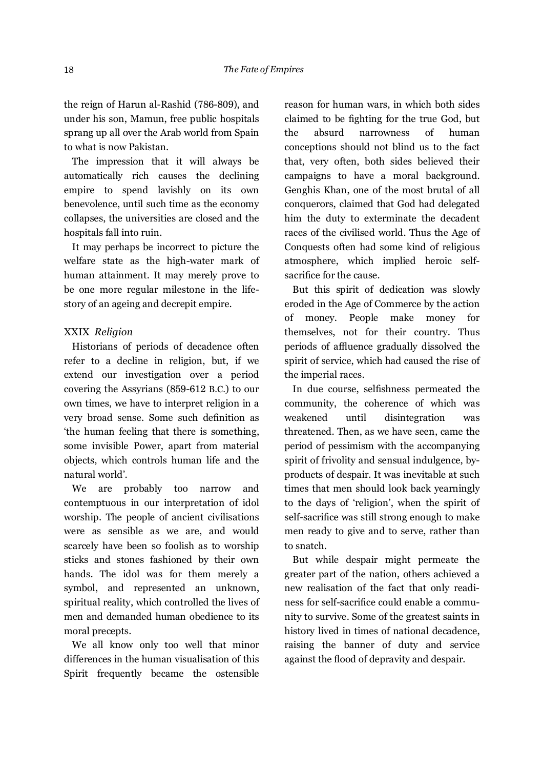the reign of Harun al-Rashid (786-809), and under his son, Mamun, free public hospitals sprang up all over the Arab world from Spain to what is now Pakistan.

The impression that it will always be automatically rich causes the declining empire to spend lavishly on its own benevolence, until such time as the economy collapses, the universities are closed and the hospitals fall into ruin.

It may perhaps be incorrect to picture the welfare state as the high-water mark of human attainment. It may merely prove to be one more regular milestone in the life-story of an ageing and decrepit empire.

### XXIX *Religion*

Historians of periods of decadence often refer to a decline in religion, but, if we extend our investigation over a period covering the Assyrians (859-612 B.C.) to our own times, we have to interpret religion in a very broad sense. Some such definition as 'the human feeling that there is something, some invisible Power, apart from material objects, which controls human life and the natural world'.

We are probably too narrow and contemptuous in our interpretation of idol worship. The people of ancient civilisations were as sensible as we are, and would scarcely have been so foolish as to worship sticks and stones fashioned by their own hands. The idol was for them merely a symbol, and represented an unknown, spiritual reality, which controlled the lives of men and demanded human obedience to its moral precepts.

We all know only too well that minor differences in the human visualisation of this Spirit frequently became the ostensible reason for human wars, in which both sides claimed to be fighting for the true God, but the absurd narrowness of human conceptions should not blind us to the fact that, very often, both sides believed their campaigns to have a moral background. Genghis Khan, one of the most brutal of all conquerors, claimed that God had delegated him the duty to exterminate the decadent races of the civilised world. Thus the Age of Conquests often had some kind of religious atmosphere, which implied heroic self-sacrifice for the cause.

But this spirit of dedication was slowly eroded in the Age of Commerce by the action of money. People make money for themselves, not for their country. Thus periods of affluence gradually dissolved the spirit of service, which had caused the rise of the imperial races.

In due course, selfishness permeated the community, the coherence of which was weakened until disintegration was threatened. Then, as we have seen, came the period of pessimism with the accompanying spirit of frivolity and sensual indulgence, by-products of despair. It was inevitable at such times that men should look back yearningly to the days of 'religion', when the spirit of self-sacrifice was still strong enough to make men ready to give and to serve, rather than to snatch.

But while despair might permeate the greater part of the nation, others achieved a new realisation of the fact that only readiness for self-sacrifice could enable a community to survive. Some of the greatest saints in history lived in times of national decadence, raising the banner of duty and service against the flood of depravity and despair.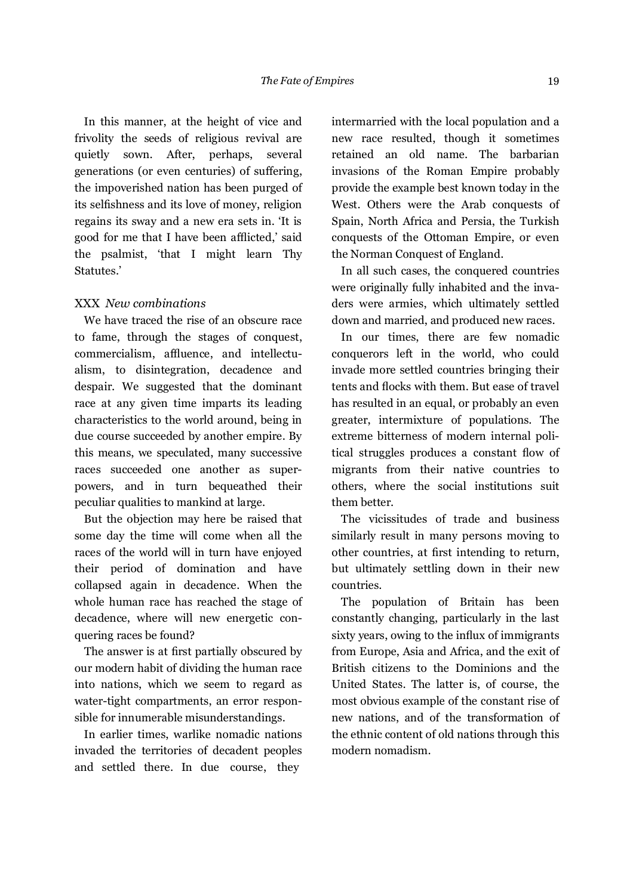In this manner, at the height of vice and frivolity the seeds of religious revival are quietly sown. After, perhaps, several generations (or even centuries) of suffering, the impoverished nation has been purged of its selfishness and its love of money, religion regains its sway and a new era sets in. 'It is good for me that I have been afflicted,' said the psalmist, 'that I might learn Thy Statutes.'

### XXX *New combinations*

We have traced the rise of an obscure race to fame, through the stages of conquest, commercialism, affluence, and intellectualism, to disintegration, decadence and despair. We suggested that the dominant race at any given time imparts its leading characteristics to the world around, being in due course succeeded by another empire. By this means, we speculated, many successive races succeeded one another as superpowers, and in turn bequeathed their peculiar qualities to mankind at large.

But the objection may here be raised that some day the time will come when all the races of the world will in turn have enjoyed their period of domination and have collapsed again in decadence. When the whole human race has reached the stage of decadence, where will new energetic conquering races be found?

The answer is at first partially obscured by our modern habit of dividing the human race into nations, which we seem to regard as water-tight compartments, an error responsible for innumerable misunderstandings.

In earlier times, warlike nomadic nations invaded the territories of decadent peoples and settled there. In due course, they intermarried with the local population and a new race resulted, though it sometimes retained an old name. The barbarian invasions of the Roman Empire probably provide the example best known today in the West. Others were the Arab conquests of Spain, North Africa and Persia, the Turkish conquests of the Ottoman Empire, or even the Norman Conquest of England.

In all such cases, the conquered countries were originally fully inhabited and the invaders were armies, which ultimately settled down and married, and produced new races.

In our times, there are few nomadic conquerors left in the world, who could invade more settled countries bringing their tents and flocks with them. But ease of travel has resulted in an equal, or probably an even greater, intermixture of populations. The extreme bitterness of modern internal political struggles produces a constant flow of migrants from their native countries to others, where the social institutions suit them better.

The vicissitudes of trade and business similarly result in many persons moving to other countries, at first intending to return, but ultimately settling down in their new countries.

The population of Britain has been constantly changing, particularly in the last sixty years, owing to the influx of immigrants from Europe, Asia and Africa, and the exit of British citizens to the Dominions and the United States. The latter is, of course, the most obvious example of the constant rise of new nations, and of the transformation of the ethnic content of old nations through this modern nomadism.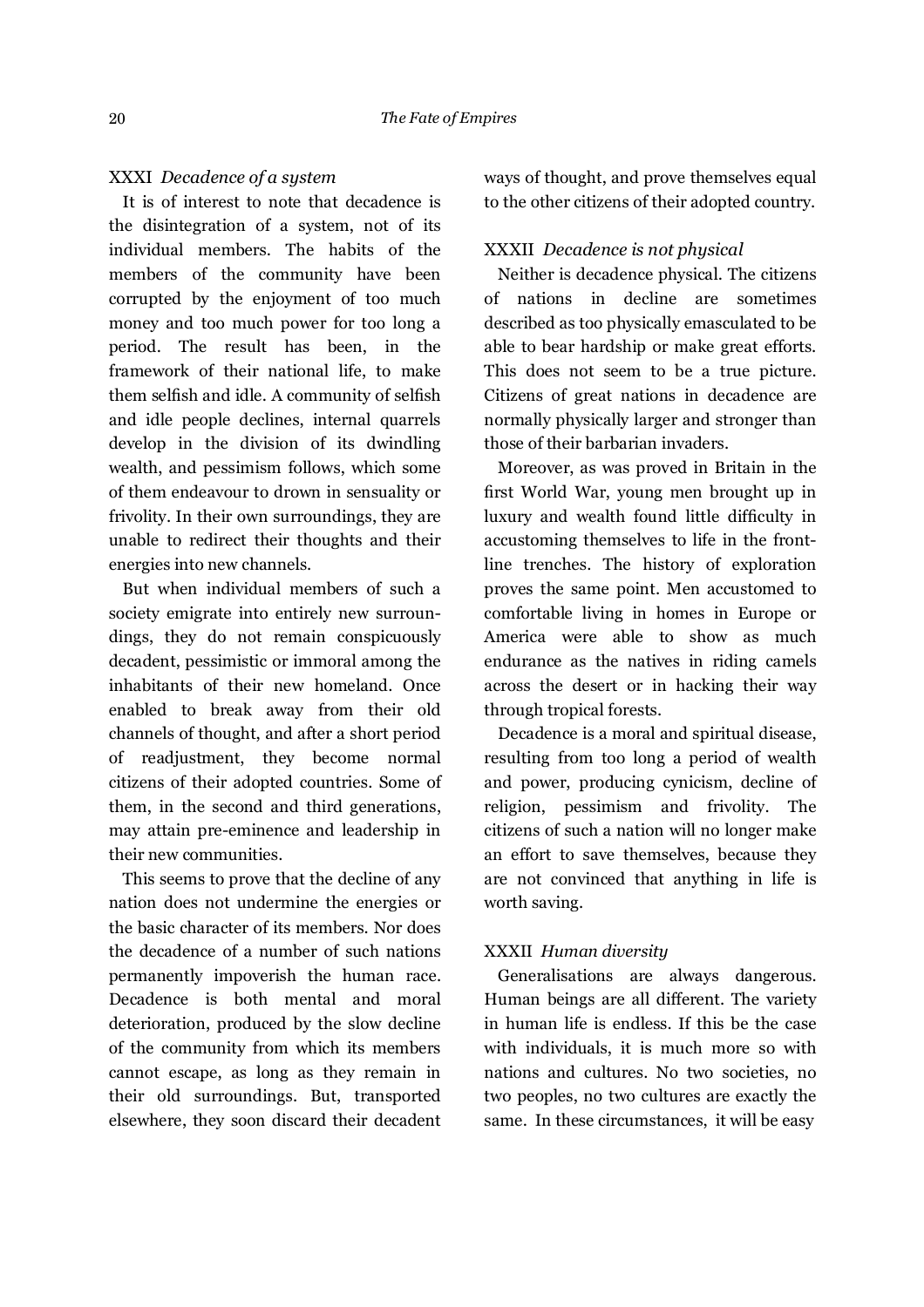### XXXI *Decadence of a system*

It is of interest to note that decadence is the disintegration of a system, not of its individual members. The habits of the members of the community have been corrupted by the enjoyment of too much money and too much power for too long a period. The result has been, in the framework of their national life, to make them selfish and idle. A community of selfish and idle people declines, internal quarrels develop in the division of its dwindling wealth, and pessimism follows, which some of them endeavour to drown in sensuality or frivolity. In their own surroundings, they are unable to redirect their thoughts and their energies into new channels.

But when individual members of such a society emigrate into entirely new surroundings, they do not remain conspicuously decadent, pessimistic or immoral among the inhabitants of their new homeland. Once enabled to break away from their old channels of thought, and after a short period of readjustment, they become normal citizens of their adopted countries. Some of them, in the second and third generations, may attain pre-eminence and leadership in their new communities.

This seems to prove that the decline of any nation does not undermine the energies or the basic character of its members. Nor does the decadence of a number of such nations permanently impoverish the human race. Decadence is both mental and moral deterioration, produced by the slow decline of the community from which its members cannot escape, as long as they remain in their old surroundings. But, transported elsewhere, they soon discard their decadent ways of thought, and prove themselves equal to the other citizens of their adopted country.

### XXXII *Decadence is not physical*

Neither is decadence physical. The citizens of nations in decline are sometimes described as too physically emasculated to be able to bear hardship or make great efforts. This does not seem to be a true picture. Citizens of great nations in decadence are normally physically larger and stronger than those of their barbarian invaders.

Moreover, as was proved in Britain in the first World War, young men brought up in luxury and wealth found little difficulty in accustoming themselves to life in the front-line trenches. The history of exploration proves the same point. Men accustomed to comfortable living in homes in Europe or America were able to show as much endurance as the natives in riding camels across the desert or in hacking their way through tropical forests.

Decadence is a moral and spiritual disease, resulting from too long a period of wealth and power, producing cynicism, decline of religion, pessimism and frivolity. The citizens of such a nation will no longer make an effort to save themselves, because they are not convinced that anything in life is worth saving.

### XXXII *Human diversity*

Generalisations are always dangerous. Human beings are all different. The variety in human life is endless. If this be the case with individuals, it is much more so with nations and cultures. No two societies, no two peoples, no two cultures are exactly the same. In these circumstances, it will be easy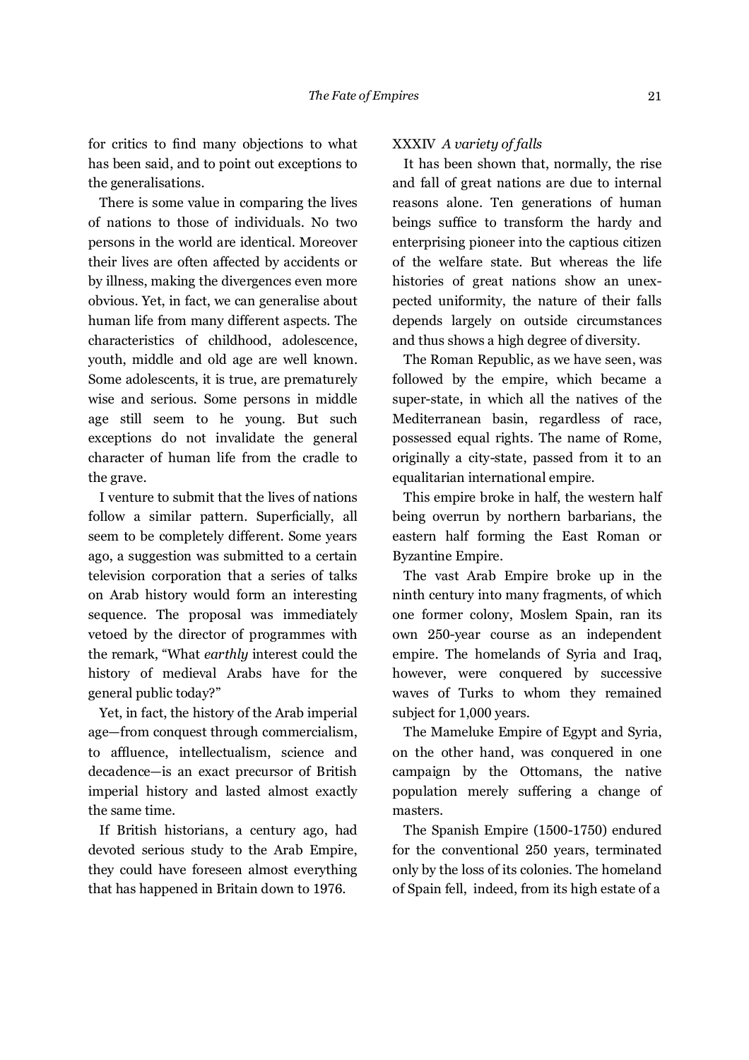for critics to find many objections to what has been said, and to point out exceptions to the generalisations.

There is some value in comparing the lives of nations to those of individuals. No two persons in the world are identical. Moreover their lives are often affected by accidents or by illness, making the divergences even more obvious. Yet, in fact, we can generalise about human life from many different aspects. The characteristics of childhood, adolescence, youth, middle and old age are well known. Some adolescents, it is true, are prematurely wise and serious. Some persons in middle age still seem to he young. But such exceptions do not invalidate the general character of human life from the cradle to the grave.

I venture to submit that the lives of nations follow a similar pattern. Superficially, all seem to be completely different. Some years ago, a suggestion was submitted to a certain television corporation that a series of talks on Arab history would form an interesting sequence. The proposal was immediately vetoed by the director of programmes with the remark, "What *earthly* interest could the history of medieval Arabs have for the general public today?"

Yet, in fact, the history of the Arab imperial age—from conquest through commercialism, to affluence, intellectualism, science and decadence—is an exact precursor of British imperial history and lasted almost exactly the same time.

If British historians, a century ago, had devoted serious study to the Arab Empire, they could have foreseen almost everything that has happened in Britain down to 1976.

### XXXIV *A variety of falls*

It has been shown that, normally, the rise and fall of great nations are due to internal reasons alone. Ten generations of human beings suffice to transform the hardy and enterprising pioneer into the captious citizen of the welfare state. But whereas the life histories of great nations show an unexpected uniformity, the nature of their falls depends largely on outside circumstances and thus shows a high degree of diversity.

The Roman Republic, as we have seen, was followed by the empire, which became a super-state, in which all the natives of the Mediterranean basin, regardless of race, possessed equal rights. The name of Rome, originally a city-state, passed from it to an equalitarian international empire.

This empire broke in half, the western half being overrun by northern barbarians, the eastern half forming the East Roman or Byzantine Empire.

The vast Arab Empire broke up in the ninth century into many fragments, of which one former colony, Moslem Spain, ran its own 250-year course as an independent empire. The homelands of Syria and Iraq, however, were conquered by successive waves of Turks to whom they remained subject for 1,000 years.

The Mameluke Empire of Egypt and Syria, on the other hand, was conquered in one campaign by the Ottomans, the native population merely suffering a change of masters.

The Spanish Empire (1500-1750) endured for the conventional 250 years, terminated only by the loss of its colonies. The homeland of Spain fell, indeed, from its high estate of a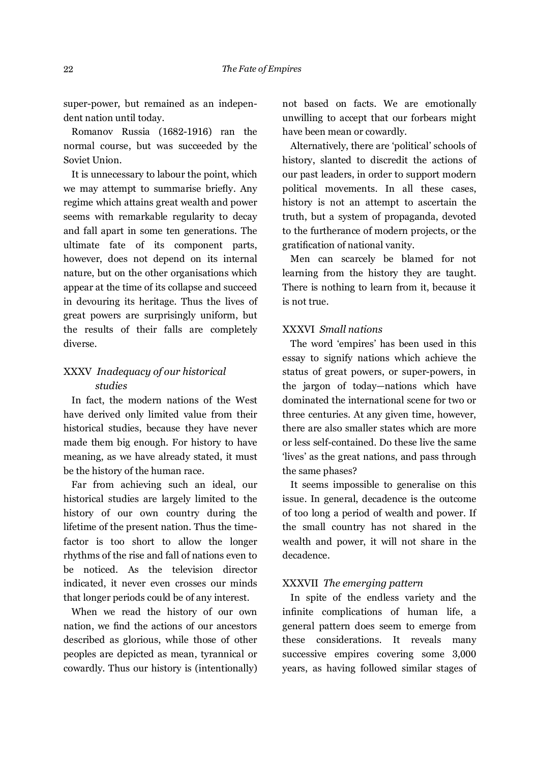super-power, but remained as an independent nation until today.

Romanov Russia (1682-1916) ran the normal course, but was succeeded by the Soviet Union.

It is unnecessary to labour the point, which we may attempt to summarise briefly. Any regime which attains great wealth and power seems with remarkable regularity to decay and fall apart in some ten generations. The ultimate fate of its component parts, however, does not depend on its internal nature, but on the other organisations which appear at the time of its collapse and succeed in devouring its heritage. Thus the lives of great powers are surprisingly uniform, but the results of their falls are completely diverse.

## XXXV *Inadequacy of our historical studies*

In fact, the modern nations of the West have derived only limited value from their historical studies, because they have never made them big enough. For history to have meaning, as we have already stated, it must be the history of the human race.

Far from achieving such an ideal, our historical studies are largely limited to the history of our own country during the lifetime of the present nation. Thus the time-factor is too short to allow the longer rhythms of the rise and fall of nations even to be noticed. As the television director indicated, it never even crosses our minds that longer periods could be of any interest.

When we read the history of our own nation, we find the actions of our ancestors described as glorious, while those of other peoples are depicted as mean, tyrannical or cowardly. Thus our history is (intentionally) not based on facts. We are emotionally unwilling to accept that our forbears might have been mean or cowardly.

Alternatively, there are 'political' schools of history, slanted to discredit the actions of our past leaders, in order to support modern political movements. In all these cases, history is not an attempt to ascertain the truth, but a system of propaganda, devoted to the furtherance of modern projects, or the gratification of national vanity.

Men can scarcely be blamed for not learning from the history they are taught. There is nothing to learn from it, because it is not true.

## XXXVI *Small nations*

The word 'empires' has been used in this essay to signify nations which achieve the status of great powers, or super-powers, in the jargon of today—nations which have dominated the international scene for two or three centuries. At any given time, however, there are also smaller states which are more or less self-contained. Do these live the same 'lives' as the great nations, and pass through the same phases?

It seems impossible to generalise on this issue. In general, decadence is the outcome of too long a period of wealth and power. If the small country has not shared in the wealth and power, it will not share in the decadence.

## XXXVII *The emerging pattern*

In spite of the endless variety and the infinite complications of human life, a general pattern does seem to emerge from these considerations. It reveals many successive empires covering some 3,000 years, as having followed similar stages of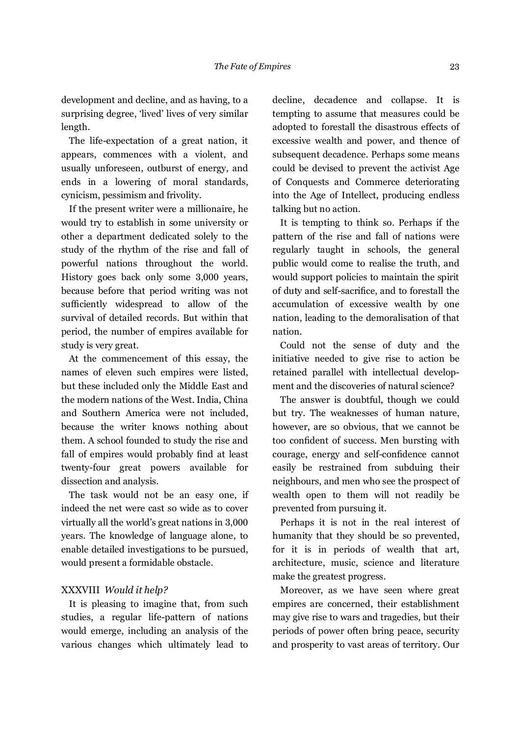development and decline, and as having, to a surprising degree, 'lived' lives of very similar length.

The life-expectation of a great nation, it appears, commences with a violent, and usually unforeseen, outburst of energy, and ends in a lowering of moral standards, cynicism, pessimism and frivolity.

If the present writer were a millionaire, he would try to establish in some university or other a department dedicated solely to the study of the rhythm of the rise and fall of powerful nations throughout the world. History goes back only some 3,000 years, because before that period writing was not sufficiently widespread to allow of the survival of detailed records. But within that period, the number of empires available for study is very great.

At the commencement of this essay, the names of eleven such empires were listed, but these included only the Middle East and the modern nations of the West. India, China and Southern America were not included, because the writer knows nothing about them. A school founded to study the rise and fall of empires would probably find at least twenty-four great powers available for dissection and analysis.

The task would not be an easy one, if indeed the net were cast so wide as to cover virtually all the world's great nations in 3,000 years. The knowledge of language alone, to enable detailed investigations to be pursued, would present a formidable obstacle.

### XXXVIII *Would it help?*

It is pleasing to imagine that, from such studies, a regular life-pattern of nations would emerge, including an analysis of the various changes which ultimately lead to decline, decadence and collapse. It is tempting to assume that measures could be adopted to forestall the disastrous effects of excessive wealth and power, and thence of subsequent decadence. Perhaps some means could be devised to prevent the activist Age of Conquests and Commerce deteriorating into the Age of Intellect, producing endless talking but no action.

It is tempting to think so. Perhaps if the pattern of the rise and fall of nations were regularly taught in schools, the general public would come to realise the truth, and would support policies to maintain the spirit of duty and self-sacrifice, and to forestall the accumulation of excessive wealth by one nation, leading to the demoralisation of that nation.

Could not the sense of duty and the initiative needed to give rise to action be retained parallel with intellectual development and the discoveries of natural science?

The answer is doubtful, though we could but try. The weaknesses of human nature, however, are so obvious, that we cannot be too confident of success. Men bursting with courage, energy and self-confidence cannot easily be restrained from subduing their neighbours, and men who see the prospect of wealth open to them will not readily be prevented from pursuing it.

Perhaps it is not in the real interest of humanity that they should be so prevented, for it is in periods of wealth that art, architecture, music, science and literature make the greatest progress.

Moreover, as we have seen where great empires are concerned, their establishment may give rise to wars and tragedies, but their periods of power often bring peace, security and prosperity to vast areas of territory. Our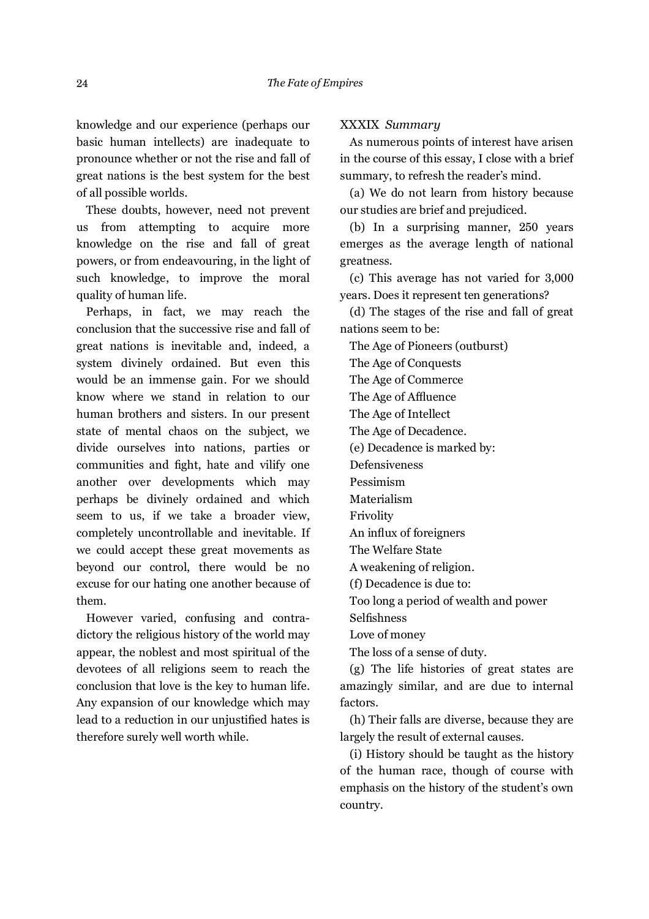knowledge and our experience (perhaps our basic human intellects) are inadequate to pronounce whether or not the rise and fall of great nations is the best system for the best of all possible worlds.

These doubts, however, need not prevent us from attempting to acquire more knowledge on the rise and fall of great powers, or from endeavouring, in the light of such knowledge, to improve the moral quality of human life.

Perhaps, in fact, we may reach the conclusion that the successive rise and fall of great nations is inevitable and, indeed, a system divinely ordained. But even this would be an immense gain. For we should know where we stand in relation to our human brothers and sisters. In our present state of mental chaos on the subject, we divide ourselves into nations, parties or communities and fight, hate and vilify one another over developments which may perhaps be divinely ordained and which seem to us, if we take a broader view, completely uncontrollable and inevitable. If we could accept these great movements as beyond our control, there would be no excuse for our hating one another because of them.

However varied, confusing and contradictory the religious history of the world may appear, the noblest and most spiritual of the devotees of all religions seem to reach the conclusion that love is the key to human life. Any expansion of our knowledge which may lead to a reduction in our unjustified hates is therefore surely well worth while.

## XXXIX *Summary*

As numerous points of interest have arisen in the course of this essay, I close with a brief summary, to refresh the reader's mind.

(a) We do not learn from history because our studies are brief and prejudiced.

(b) In a surprising manner, 250 years emerges as the average length of national greatness.

(c) This average has not varied for 3,000 years. Does it represent ten generations?

(d) The stages of the rise and fall of great nations seem to be:

The Age of Pioneers (outburst)
The Age of Conquests
The Age of Commerce
The Age of Affluence
The Age of Intellect
The Age of Decadence.

(e) Decadence is marked by:

Defensiveness
Pessimism
Materialism
Frivolity
An influx of foreigners
The Welfare State
A weakening of religion.

(f) Decadence is due to:

Too long a period of wealth and power
Selfishness
Love of money
The loss of a sense of duty.

(g) The life histories of great states are amazingly similar, and are due to internal factors.

(h) Their falls are diverse, because they are largely the result of external causes.

(i) History should be taught as the history of the human race, though of course with emphasis on the history of the student's own country.